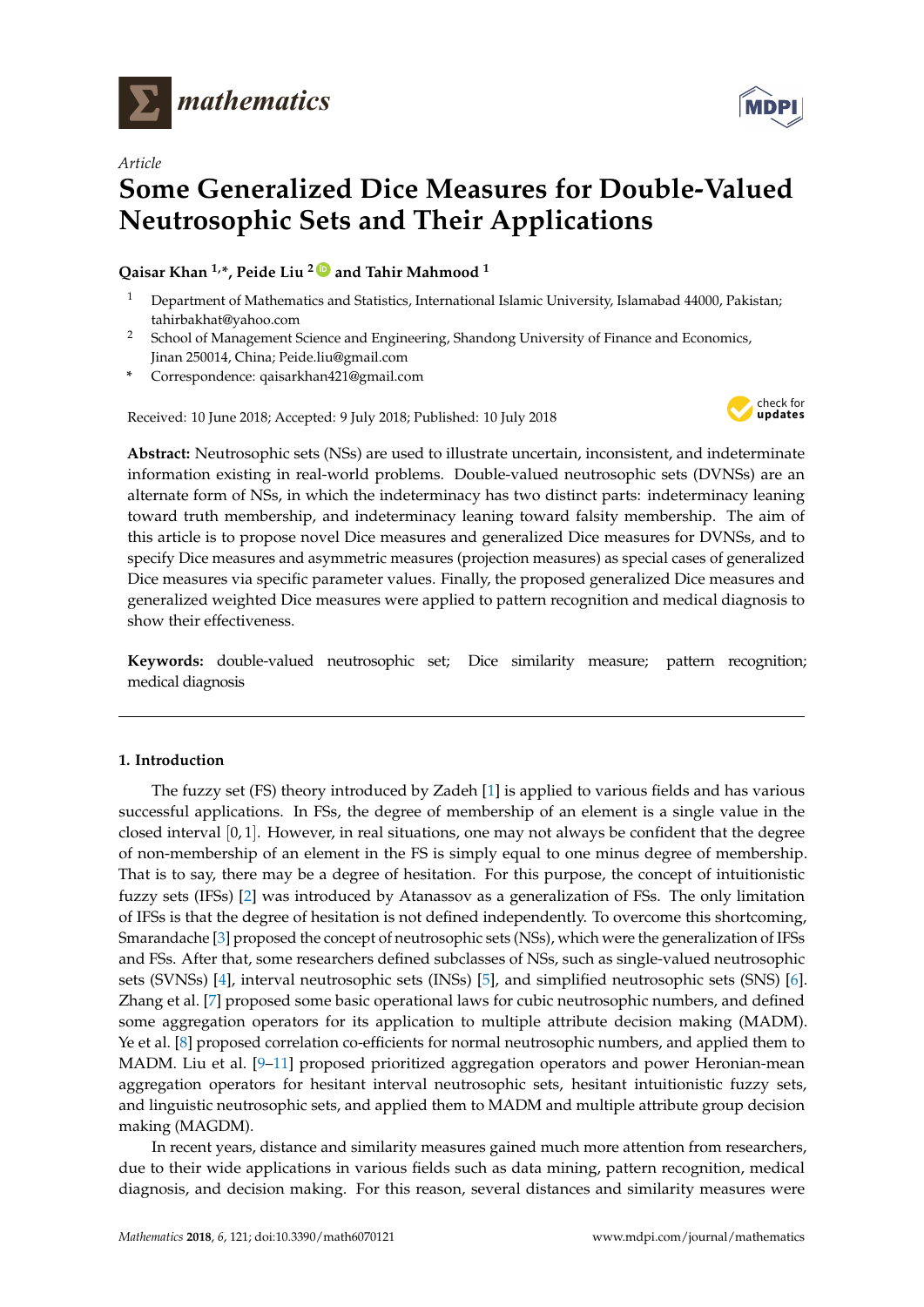*Article*

# Some Generalized Dice Measures for Double-Valued Neutrosophic Sets and Their Applications

**Qaisar Khan [1,*], Peide Liu [2] and Tahir Mahmood [1]**

1 Department of Mathematics and Statistics, International Islamic University, Islamabad 44000, Pakistan; tahirbakhat@yahoo.com

2 School of Management Science and Engineering, Shandong University of Finance and Economics, Jinan 250014, China; Peide.liu@gmail.com

\* Correspondence: qaisarkhan421@gmail.com

Received: 10 June 2018; Accepted: 9 July 2018; Published: 10 July 2018

**Abstract:** Neutrosophic sets (NSs) are used to illustrate uncertain, inconsistent, and indeterminate information existing in real-world problems. Double-valued neutrosophic sets (DVNSs) are an alternate form of NSs, in which the indeterminacy has two distinct parts: indeterminacy leaning toward truth membership, and indeterminacy leaning toward falsity membership. The aim of this article is to propose novel Dice measures and generalized Dice measures for DVNSs, and to specify Dice measures and asymmetric measures (projection measures) as special cases of generalized Dice measures via specific parameter values. Finally, the proposed generalized Dice measures and generalized weighted Dice measures were applied to pattern recognition and medical diagnosis to show their effectiveness.

**Keywords:** double-valued neutrosophic set; Dice similarity measure; pattern recognition; medical diagnosis

## 1. Introduction

The fuzzy set (FS) theory introduced by Zadeh [1] is applied to various fields and has various successful applications. In FSs, the degree of membership of an element is a single value in the closed interval $[0,1]$. However, in real situations, one may not always be confident that the degree of non-membership of an element in the FS is simply equal to one minus degree of membership. That is to say, there may be a degree of hesitation. For this purpose, the concept of intuitionistic fuzzy sets (IFSs) [2] was introduced by Atanassov as a generalization of FSs. The only limitation of IFSs is that the degree of hesitation is not defined independently. To overcome this shortcoming, Smarandache [3] proposed the concept of neutrosophic sets (NSs), which were the generalization of IFSs and FSs. After that, some researchers defined subclasses of NSs, such as single-valued neutrosophic sets (SVNSs) [4], interval neutrosophic sets (INSs) [5], and simplified neutrosophic sets (SNS) [6]. Zhang et al. [7] proposed some basic operational laws for cubic neutrosophic numbers, and defined some aggregation operators for its application to multiple attribute decision making (MADM). Ye et al. [8] proposed correlation co-efficients for normal neutrosophic numbers, and applied them to MADM. Liu et al. [9–11] proposed prioritized aggregation operators and power Heronian-mean aggregation operators for hesitant interval neutrosophic sets, hesitant intuitionistic fuzzy sets, and linguistic neutrosophic sets, and applied them to MADM and multiple attribute group decision making (MAGDM).

In recent years, distance and similarity measures gained much more attention from researchers, due to their wide applications in various fields such as data mining, pattern recognition, medical diagnosis, and decision making. For this reason, several distances and similarity measures were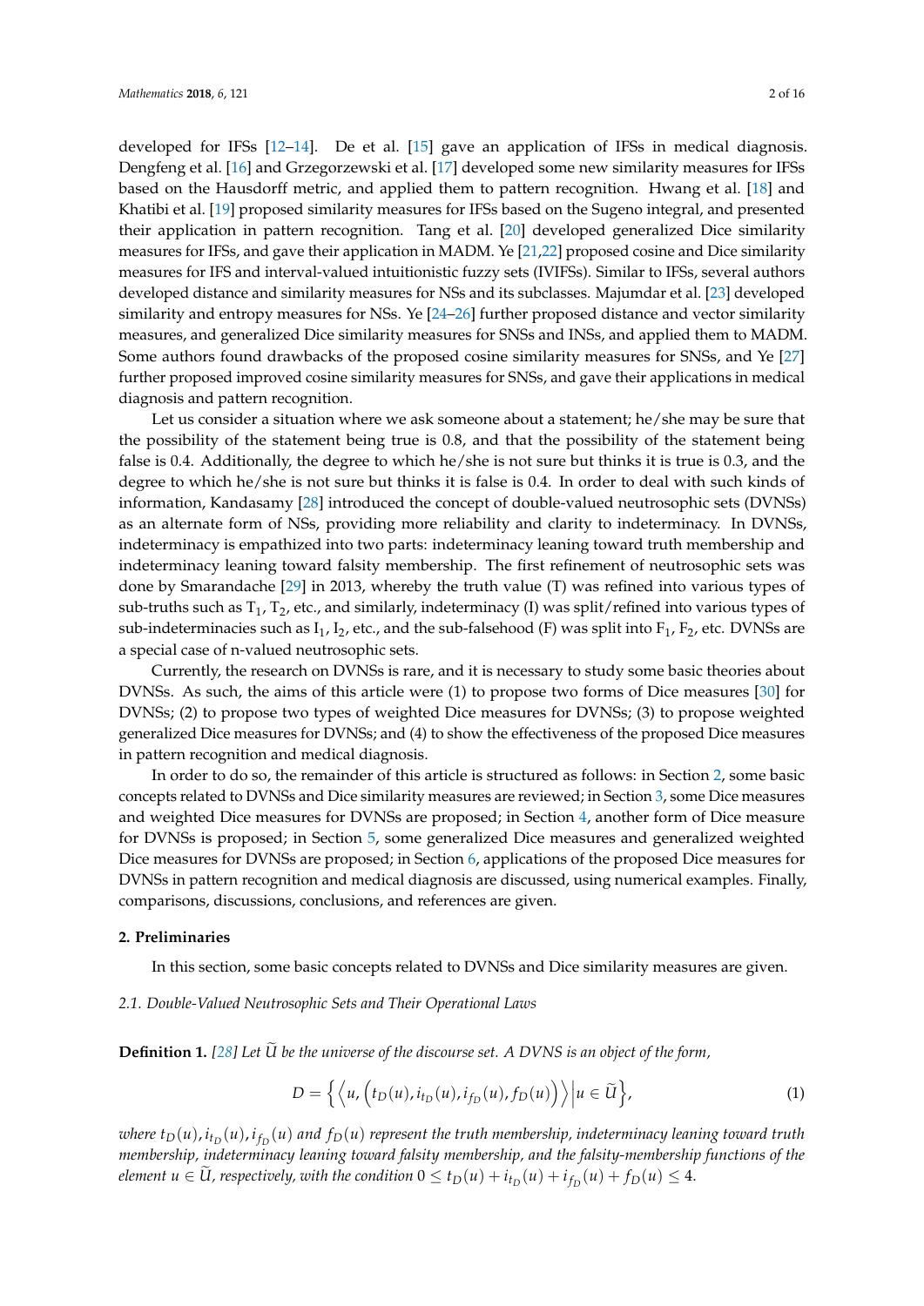developed for IFSs [12–14]. De et al. [15] gave an application of IFSs in medical diagnosis. Dengfeng et al. [16] and Grzegorzewski et al. [17] developed some new similarity measures for IFSs based on the Hausdorff metric, and applied them to pattern recognition. Hwang et al. [18] and Khatibi et al. [19] proposed similarity measures for IFSs based on the Sugeno integral, and presented their application in pattern recognition. Tang et al. [20] developed generalized Dice similarity measures for IFSs, and gave their application in MADM. Ye [21,22] proposed cosine and Dice similarity measures for IFS and interval-valued intuitionistic fuzzy sets (IVIFSs). Similar to IFSs, several authors developed distance and similarity measures for NSs and its subclasses. Majumdar et al. [23] developed similarity and entropy measures for NSs. Ye [24–26] further proposed distance and vector similarity measures, and generalized Dice similarity measures for SNSs and INSs, and applied them to MADM. Some authors found drawbacks of the proposed cosine similarity measures for SNSs, and Ye [27] further proposed improved cosine similarity measures for SNSs, and gave their applications in medical diagnosis and pattern recognition.

Let us consider a situation where we ask someone about a statement; he/she may be sure that the possibility of the statement being true is 0.8, and that the possibility of the statement being false is 0.4. Additionally, the degree to which he/she is not sure but thinks it is true is 0.3, and the degree to which he/she is not sure but thinks it is false is 0.4. In order to deal with such kinds of information, Kandasamy [28] introduced the concept of double-valued neutrosophic sets (DVNSs) as an alternate form of NSs, providing more reliability and clarity to indeterminacy. In DVNSs, indeterminacy is empathized into two parts: indeterminacy leaning toward truth membership and indeterminacy leaning toward falsity membership. The first refinement of neutrosophic sets was done by Smarandache [29] in 2013, whereby the truth value (T) was refined into various types of sub-truths such as $T_1$, $T_2$, etc., and similarly, indeterminacy (I) was split/refined into various types of sub-indeterminacies such as $I_1$, $I_2$, etc., and the sub-falsehood (F) was split into $F_1$, $F_2$, etc. DVNSs are a special case of n-valued neutrosophic sets.

Currently, the research on DVNSs is rare, and it is necessary to study some basic theories about DVNSs. As such, the aims of this article were (1) to propose two forms of Dice measures [30] for DVNSs; (2) to propose two types of weighted Dice measures for DVNSs; (3) to propose weighted generalized Dice measures for DVNSs; and (4) to show the effectiveness of the proposed Dice measures in pattern recognition and medical diagnosis.

In order to do so, the remainder of this article is structured as follows: in Section 2, some basic concepts related to DVNSs and Dice similarity measures are reviewed; in Section 3, some Dice measures and weighted Dice measures for DVNSs are proposed; in Section 4, another form of Dice measure for DVNSs is proposed; in Section 5, some generalized Dice measures and generalized weighted Dice measures for DVNSs are proposed; in Section 6, applications of the proposed Dice measures for DVNSs in pattern recognition and medical diagnosis are discussed, using numerical examples. Finally, comparisons, discussions, conclusions, and references are given.

## 2. Preliminaries

In this section, some basic concepts related to DVNSs and Dice similarity measures are given.

### 2.1. Double-Valued Neutrosophic Sets and Their Operational Laws

**Definition 1.** *[28] Let $\widetilde{U}$ be the universe of the discourse set. A DVNS is an object of the form,*

$$D = \left\{ \left\langle u, \left( t_D(u), i_{t_D}(u), i_{f_D}(u), f_D(u) \right) \right\rangle \middle| u \in \widetilde{U} \right\}, \tag{1}$$

*where $t_D(u), i_{t_D}(u), i_{f_D}(u)$ and $f_D(u)$ represent the truth membership, indeterminacy leaning toward truth membership, indeterminacy leaning toward falsity membership, and the falsity-membership functions of the element $u \in \widetilde{U}$, respectively, with the condition $0 \leq t_D(u) + i_{t_D}(u) + i_{f_D}(u) + f_D(u) \leq 4$.*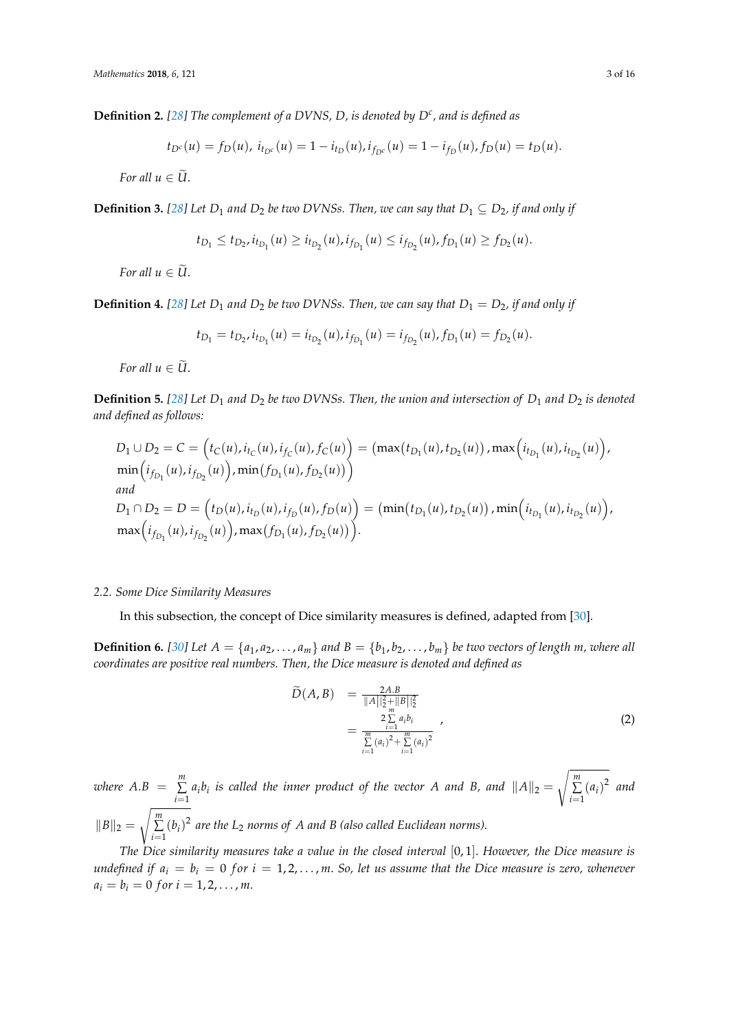**Definition 2.** *[28] The complement of a DVNS, D, is denoted by $D^c$, and is defined as*

$$t_{D^c}(u) = f_D(u),\ i_{t_{D^c}}(u) = 1 - i_{t_D}(u), i_{f_{D^c}}(u) = 1 - i_{f_D}(u), f_D(u) = t_D(u).$$

*For all $u \in \widetilde{U}$.*

**Definition 3.** *[28] Let $D_1$ and $D_2$ be two DVNSs. Then, we can say that $D_1 \subseteq D_2$, if and only if*

$$t_{D_1} \leq t_{D_2}, i_{t_{D_1}}(u) \geq i_{t_{D_2}}(u), i_{f_{D_1}}(u) \leq i_{f_{D_2}}(u), f_{D_1}(u) \geq f_{D_2}(u).$$

*For all $u \in \widetilde{U}$.*

**Definition 4.** *[28] Let $D_1$ and $D_2$ be two DVNSs. Then, we can say that $D_1 = D_2$, if and only if*

$$t_{D_1} = t_{D_2}, i_{t_{D_1}}(u) = i_{t_{D_2}}(u), i_{f_{D_1}}(u) = i_{f_{D_2}}(u), f_{D_1}(u) = f_{D_2}(u).$$

*For all $u \in \widetilde{U}$.*

**Definition 5.** *[28] Let $D_1$ and $D_2$ be two DVNSs. Then, the union and intersection of $D_1$ and $D_2$ is denoted and defined as follows:*

$$D_1 \cup D_2 = C = \left(t_C(u), i_{t_C}(u), i_{f_C}(u), f_C(u)\right) = \left(\max(t_{D_1}(u), t_{D_2}(u)), \max\left(i_{t_{D_1}}(u), i_{t_{D_2}}(u)\right),\right.$$
$$\left.\min\left(i_{f_{D_1}}(u), i_{f_{D_2}}(u)\right), \min(f_{D_1}(u), f_{D_2}(u))\right)$$

*and*

$$D_1 \cap D_2 = D = \left(t_D(u), i_{t_D}(u), i_{f_D}(u), f_D(u)\right) = \left(\min(t_{D_1}(u), t_{D_2}(u)), \min\left(i_{t_{D_1}}(u), i_{t_{D_2}}(u)\right),\right.$$
$$\left.\max\left(i_{f_{D_1}}(u), i_{f_{D_2}}(u)\right), \max(f_{D_1}(u), f_{D_2}(u))\right).$$

### 2.2. Some Dice Similarity Measures

In this subsection, the concept of Dice similarity measures is defined, adapted from [30].

**Definition 6.** *[30] Let $A = \{a_1, a_2, \ldots, a_m\}$ and $B = \{b_1, b_2, \ldots, b_m\}$ be two vectors of length m, where all coordinates are positive real numbers. Then, the Dice measure is denoted and defined as*

$$\begin{aligned} \widetilde{D}(A, B) &= \frac{2A.B}{\|A\|_2^2 + \|B\|_2^2} \\ &= \frac{2\sum\limits_{i=1}^{m} a_i b_i}{\sum\limits_{i=1}^{m} (a_i)^2 + \sum\limits_{i=1}^{m} (a_i)^2} \end{aligned}, \tag{2}$$

*where $A.B = \sum\limits_{i=1}^{m} a_i b_i$ is called the inner product of the vector A and B, and $\|A\|_2 = \sqrt{\sum\limits_{i=1}^{m} (a_i)^2}$ and $\|B\|_2 = \sqrt{\sum\limits_{i=1}^{m} (b_i)^2}$ are the $L_2$ norms of A and B (also called Euclidean norms).*

*The Dice similarity measures take a value in the closed interval $[0, 1]$. However, the Dice measure is undefined if $a_i = b_i = 0$ for $i = 1, 2, \ldots, m$. So, let us assume that the Dice measure is zero, whenever $a_i = b_i = 0$ for $i = 1, 2, \ldots, m$.*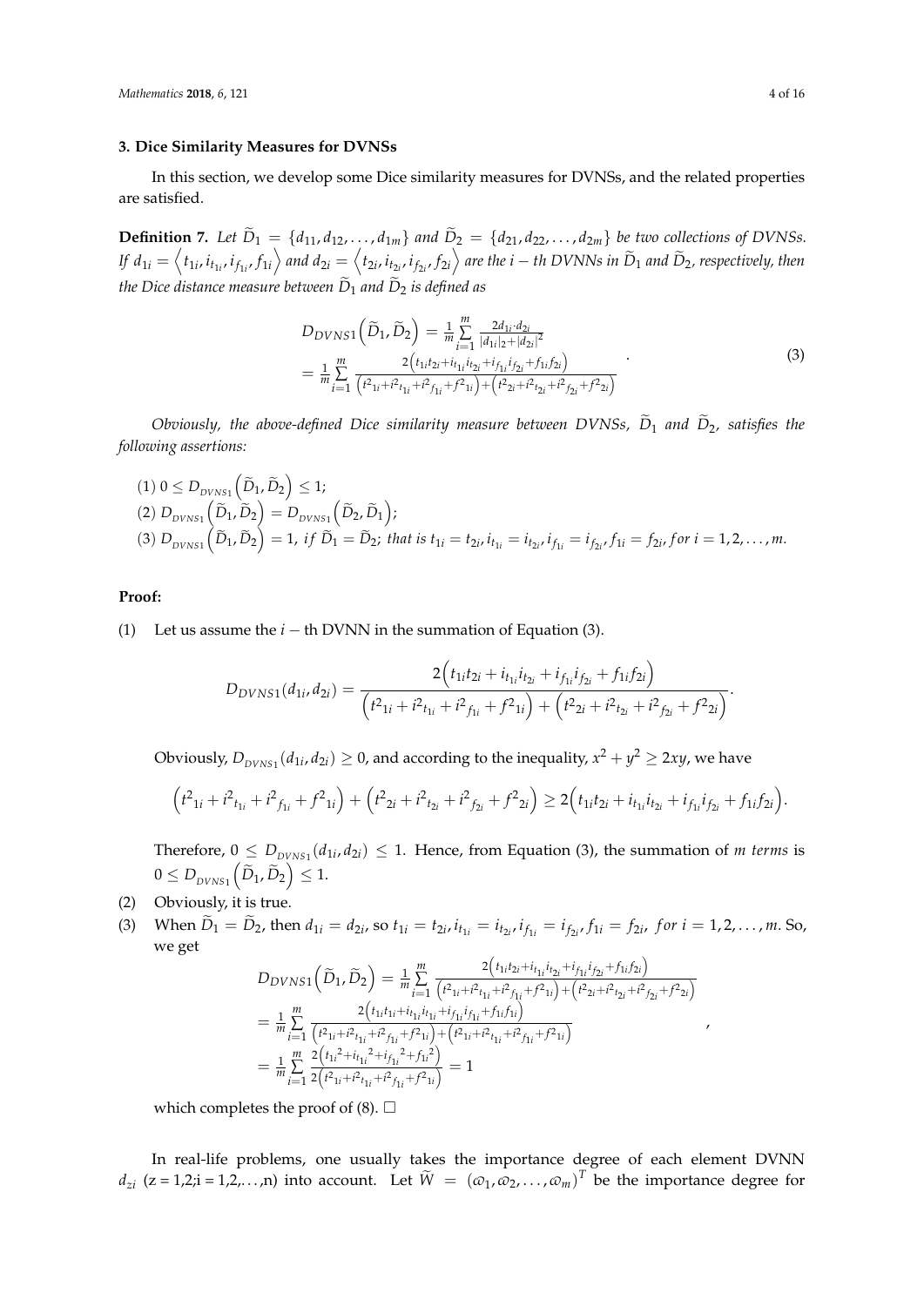### 3. Dice Similarity Measures for DVNSs

In this section, we develop some Dice similarity measures for DVNSs, and the related properties are satisfied.

**Definition 7.** *Let* $\widetilde{D}_1 = \{d_{11}, d_{12}, \ldots, d_{1m}\}$ *and* $\widetilde{D}_2 = \{d_{21}, d_{22}, \ldots, d_{2m}\}$ *be two collections of DVNSs. If* $d_{1i} = \left\langle t_{1i}, i_{t_{1i}}, i_{f_{1i}}, f_{1i} \right\rangle$ *and* $d_{2i} = \left\langle t_{2i}, i_{t_{2i}}, i_{f_{2i}}, f_{2i} \right\rangle$ *are the* $i-th$ *DVNNs in* $\widetilde{D}_1$ *and* $\widetilde{D}_2$*, respectively, then the Dice distance measure between* $\widetilde{D}_1$ *and* $\widetilde{D}_2$ *is defined as*

$$
\begin{aligned}
&D_{DVNS1}\left(\widetilde{D}_1, \widetilde{D}_2\right) = \frac{1}{m}\sum_{i=1}^{m} \frac{2d_{1i} \cdot d_{2i}}{|d_{1i}|2 + |d_{2i}|^2} \\
&= \frac{1}{m}\sum_{i=1}^{m} \frac{2\left(t_{1i}t_{2i} + i_{t_{1i}}i_{t_{2i}} + i_{f_{1i}}i_{f_{2i}} + f_{1i}f_{2i}\right)}{\left(t^2{}_{1i} + i^2{}_{t_{1i}} + i^2{}_{f_{1i}} + f^2{}_{1i}\right) + \left(t^2{}_{2i} + i^2{}_{t_{2i}} + i^2{}_{f_{2i}} + f^2{}_{2i}\right)}
\end{aligned}
\tag{3}
$$

*Obviously, the above-defined Dice similarity measure between DVNSs,* $\widetilde{D}_1$ *and* $\widetilde{D}_2$*, satisfies the following assertions:*

(1) $0 \leq D_{DVNS1}\left(\widetilde{D}_1, \widetilde{D}_2\right) \leq 1$;
(2) $D_{DVNS1}\left(\widetilde{D}_1, \widetilde{D}_2\right) = D_{DVNS1}\left(\widetilde{D}_2, \widetilde{D}_1\right)$;
(3) $D_{DVNS1}\left(\widetilde{D}_1, \widetilde{D}_2\right) = 1$, *if* $\widetilde{D}_1 = \widetilde{D}_2$*; that is* $t_{1i} = t_{2i}, i_{t_{1i}} = i_{t_{2i}}, i_{f_{1i}} = i_{f_{2i}}, f_{1i} = f_{2i}, for\ i = 1, 2, \ldots, m.$

**Proof:**

(1) Let us assume the $i-$ th DVNN in the summation of Equation (3).

$$
D_{DVNS1}(d_{1i}, d_{2i}) = \frac{2\left(t_{1i}t_{2i} + i_{t_{1i}}i_{t_{2i}} + i_{f_{1i}}i_{f_{2i}} + f_{1i}f_{2i}\right)}{\left(t^2{}_{1i} + i^2{}_{t_{1i}} + i^2{}_{f_{1i}} + f^2{}_{1i}\right) + \left(t^2{}_{2i} + i^2{}_{t_{2i}} + i^2{}_{f_{2i}} + f^2{}_{2i}\right)}.
$$

Obviously, $D_{DVNS1}(d_{1i}, d_{2i}) \geq 0$, and according to the inequality, $x^2 + y^2 \geq 2xy$, we have

$$
\left(t^2{}_{1i} + i^2{}_{t_{1i}} + i^2{}_{f_{1i}} + f^2{}_{1i}\right) + \left(t^2{}_{2i} + i^2{}_{t_{2i}} + i^2{}_{f_{2i}} + f^2{}_{2i}\right) \geq 2\left(t_{1i}t_{2i} + i_{t_{1i}}i_{t_{2i}} + i_{f_{1i}}i_{f_{2i}} + f_{1i}f_{2i}\right).
$$

Therefore, $0 \leq D_{DVNS1}(d_{1i}, d_{2i}) \leq 1$. Hence, from Equation (3), the summation of *m terms* is $0 \leq D_{DVNS1}\left(\widetilde{D}_1, \widetilde{D}_2\right) \leq 1$.

(2) Obviously, it is true.

(3) When $\widetilde{D}_1 = \widetilde{D}_2$, then $d_{1i} = d_{2i}$, so $t_{1i} = t_{2i}, i_{t_{1i}} = i_{t_{2i}}, i_{f_{1i}} = i_{f_{2i}}, f_{1i} = f_{2i},\ for\ i = 1, 2, \ldots, m$. So, we get

$$
\begin{aligned}
&D_{DVNS1}\left(\widetilde{D}_1, \widetilde{D}_2\right) = \frac{1}{m}\sum_{i=1}^{m} \frac{2\left(t_{1i}t_{2i} + i_{t_{1i}}i_{t_{2i}} + i_{f_{1i}}i_{f_{2i}} + f_{1i}f_{2i}\right)}{\left(t^2{}_{1i} + i^2{}_{t_{1i}} + i^2{}_{f_{1i}} + f^2{}_{1i}\right) + \left(t^2{}_{2i} + i^2{}_{t_{2i}} + i^2{}_{f_{2i}} + f^2{}_{2i}\right)} \\
&= \frac{1}{m}\sum_{i=1}^{m} \frac{2\left(t_{1i}t_{1i} + i_{t_{1i}}i_{t_{1i}} + i_{f_{1i}}i_{f_{1i}} + f_{1i}f_{1i}\right)}{\left(t^2{}_{1i} + i^2{}_{t_{1i}} + i^2{}_{f_{1i}} + f^2{}_{1i}\right) + \left(t^2{}_{1i} + i^2{}_{t_{1i}} + i^2{}_{f_{1i}} + f^2{}_{1i}\right)} \\
&= \frac{1}{m}\sum_{i=1}^{m} \frac{2\left(t_{1i}{}^2 + i_{t_{1i}}{}^2 + i_{f_{1i}}{}^2 + f_{1i}{}^2\right)}{2\left(t^2{}_{1i} + i^2{}_{t_{1i}} + i^2{}_{f_{1i}} + f^2{}_{1i}\right)} = 1
\end{aligned},
$$

which completes the proof of (8). □

In real-life problems, one usually takes the importance degree of each element DVNN $d_{zi}$ (z = 1,2;i = 1,2,…,n) into account. Let $\widehat{W} = (\varpi_1, \varpi_2, \ldots, \varpi_m)^T$ be the importance degree for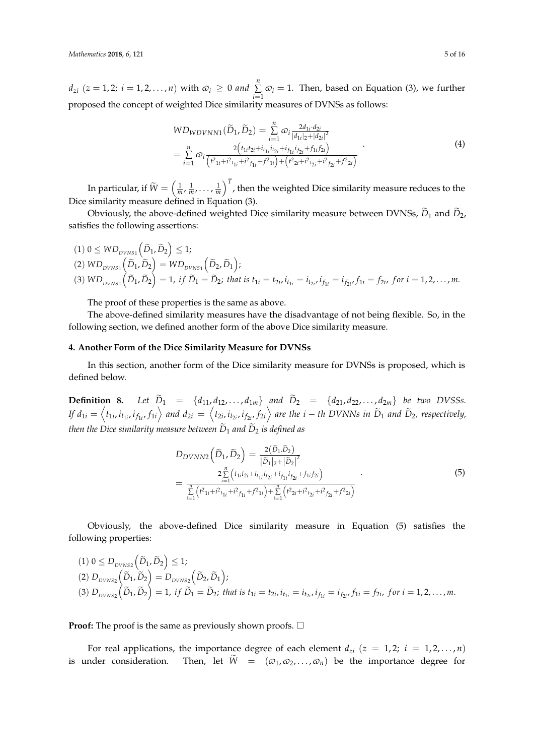$d_{zi}$ $(z = 1, 2;\ i = 1, 2, \ldots, n)$ with $\varpi_i \geq 0$ *and* $\sum\limits_{i=1}^{n} \varpi_i = 1$. Then, based on Equation (3), we further proposed the concept of weighted Dice similarity measures of DVNSs as follows:

$$
\begin{aligned}
&WD_{WDVNN1}(\widetilde{D}_1, \widetilde{D}_2) = \sum_{i=1}^{n} \varpi_i \frac{2 d_{1i} \cdot d_{2i}}{|d_{1i}|_2 + |d_{2i}|^2} \\
&= \sum_{i=1}^{n} \varpi_i \frac{2\left(t_{1i}t_{2i} + i_{t_{1i}} i_{t_{2i}} + i_{f_{1i}} i_{f_{2i}} + f_{1i} f_{2i}\right)}{\left(t^2{}_{1i} + i^2{}_{t_{1i}} + i^2{}_{f_{1i}} + f^2{}_{1i}\right) + \left(t^2{}_{2i} + i^2{}_{t_{2i}} + i^2{}_{f_{2i}} + f^2{}_{2i}\right)}
\end{aligned}
\quad . \tag{4}
$$

In particular, if $\widetilde{W} = \left(\frac{1}{m}, \frac{1}{m}, \ldots, \frac{1}{m}\right)^T$, then the weighted Dice similarity measure reduces to the Dice similarity measure defined in Equation (3).

Obviously, the above-defined weighted Dice similarity measure between DVNSs, $\widetilde{D}_1$ and $\widetilde{D}_2$, satisfies the following assertions:

(1) $0 \leq WD_{DVNS1}\left(\widetilde{D}_1, \widetilde{D}_2\right) \leq 1$;
(2) $WD_{DVNS1}\left(\widetilde{D}_1, \widetilde{D}_2\right) = WD_{DVNS1}\left(\widetilde{D}_2, \widetilde{D}_1\right)$;
(3) $WD_{DVNS1}\left(\widetilde{D}_1, \widetilde{D}_2\right) = 1$, *if* $\widetilde{D}_1 = \widetilde{D}_2$; *that is* $t_{1i} = t_{2i}, i_{t_{1i}} = i_{t_{2i}}, i_{f_{1i}} = i_{f_{2i}}, f_{1i} = f_{2i}$, *for* $i = 1, 2, \ldots, m$.

The proof of these properties is the same as above.

The above-defined similarity measures have the disadvantage of not being flexible. So, in the following section, we defined another form of the above Dice similarity measure.

## 4. Another Form of the Dice Similarity Measure for DVNSs

In this section, another form of the Dice similarity measure for DVNSs is proposed, which is defined below.

**Definition 8.** *Let* $\widetilde{D}_1 = \{d_{11}, d_{12}, \ldots, d_{1m}\}$ *and* $\widetilde{D}_2 = \{d_{21}, d_{22}, \ldots, d_{2m}\}$ *be two DVSSs. If* $d_{1i} = \left\langle t_{1i}, i_{t_{1i}}, i_{f_{1i}}, f_{1i} \right\rangle$ *and* $d_{2i} = \left\langle t_{2i}, i_{t_{2i}}, i_{f_{2i}}, f_{2i} \right\rangle$ *are the* $i-th$ *DVNNs in* $\widetilde{D}_1$ *and* $\widetilde{D}_2$*, respectively, then the Dice similarity measure between* $\widetilde{D}_1$ *and* $\widetilde{D}_2$ *is defined as*

$$
\begin{aligned}
&D_{DVNN2}\left(\widetilde{D}_1, \widetilde{D}_2\right) = \frac{2\left(\widetilde{D}_1 . \widetilde{D}_2\right)}{\left|\widetilde{D}_1\right|_2 + \left|\widetilde{D}_2\right|^2} \\
&= \frac{2\sum\limits_{i=1}^{n}\left(t_{1i}t_{2i} + i_{t_{1i}} i_{t_{2i}} + i_{f_{1i}} i_{f_{2i}} + f_{1i} f_{2i}\right)}{\sum\limits_{i=1}^{n}\left(t^2{}_{1i} + i^2{}_{t_{1i}} + i^2{}_{f_{1i}} + f^2{}_{1i}\right) + \sum\limits_{i=1}^{n}\left(t^2{}_{2i} + i^2{}_{t_{2i}} + i^2{}_{f_{2i}} + f^2{}_{2i}\right)}
\end{aligned}
\quad . \tag{5}
$$

Obviously, the above-defined Dice similarity measure in Equation (5) satisfies the following properties:

(1) $0 \leq D_{DVNS2}\left(\widetilde{D}_1, \widetilde{D}_2\right) \leq 1$;
(2) $D_{DVNS2}\left(\widetilde{D}_1, \widetilde{D}_2\right) = D_{DVNS2}\left(\widetilde{D}_2, \widetilde{D}_1\right)$;
(3) $D_{DVNS2}\left(\widetilde{D}_1, \widetilde{D}_2\right) = 1$, *if* $\widetilde{D}_1 = \widetilde{D}_2$; *that is* $t_{1i} = t_{2i}, i_{t_{1i}} = i_{t_{2i}}, i_{f_{1i}} = i_{f_{2i}}, f_{1i} = f_{2i}$, *for* $i = 1, 2, \ldots, m$.

**Proof:** The proof is the same as previously shown proofs. □

For real applications, the importance degree of each element $d_{zi}$ $(z = 1, 2;\ i = 1, 2, \ldots, n)$ is under consideration. Then, let $\widetilde{W} = (\varpi_1, \varpi_2, \ldots, \varpi_n)$ be the importance degree for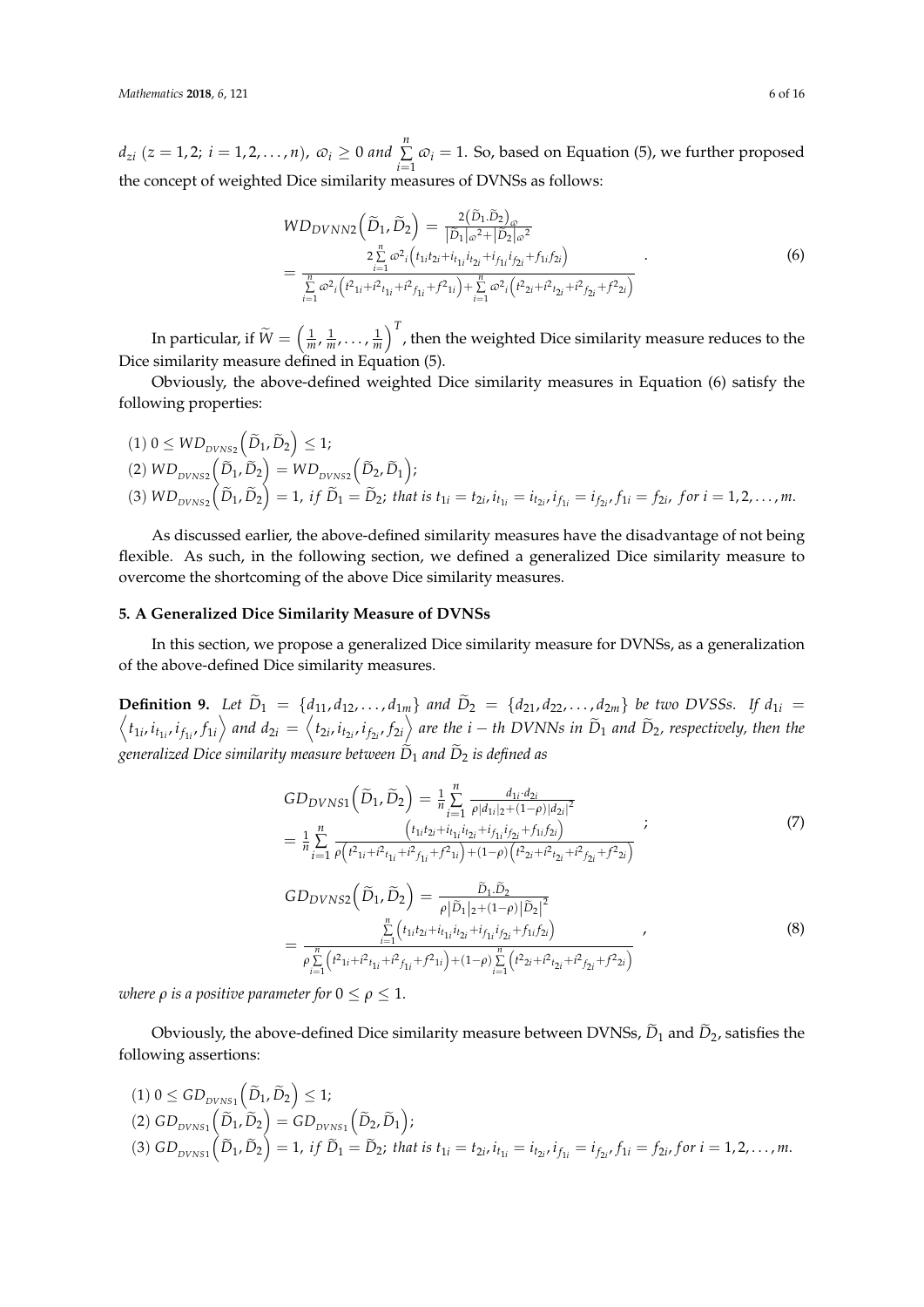$d_{zi}$ $(z = 1, 2;\ i = 1, 2, \ldots, n)$, $\varpi_i \geq 0$ *and* $\sum_{i=1}^{n} \varpi_i = 1$. So, based on Equation (5), we further proposed the concept of weighted Dice similarity measures of DVNSs as follows:

$$
\begin{aligned}
& WD_{DVNN2}\left(\widetilde{D}_1, \widetilde{D}_2\right) = \frac{2\left(\widetilde{D}_1.\widetilde{D}_2\right)_{\varpi}}{\left|\widetilde{D}_1\right|_{\varpi}{}^2 + \left|\widetilde{D}_2\right|_{\varpi}{}^2} \\
& = \frac{2\sum_{i=1}^{n} \varpi^2{}_i\left(t_{1i}t_{2i} + i_{t_{1i}}i_{t_{2i}} + i_{f_{1i}}i_{f_{2i}} + f_{1i}f_{2i}\right)}{\sum_{i=1}^{n} \varpi^2{}_i\left(t^2{}_{1i} + i^2{}_{t_{1i}} + i^2{}_{f_{1i}} + f^2{}_{1i}\right) + \sum_{i=1}^{n} \varpi^2{}_i\left(t^2{}_{2i} + i^2{}_{t_{2i}} + i^2{}_{f_{2i}} + f^2{}_{2i}\right)}
\end{aligned}
\quad . \tag{6}
$$

In particular, if $\widetilde{W} = \left(\frac{1}{m}, \frac{1}{m}, \ldots, \frac{1}{m}\right)^T$, then the weighted Dice similarity measure reduces to the Dice similarity measure defined in Equation (5).

Obviously, the above-defined weighted Dice similarity measures in Equation (6) satisfy the following properties:

(1) $0 \leq WD_{DVNS2}\left(\widetilde{D}_1, \widetilde{D}_2\right) \leq 1$;
(2) $WD_{DVNS2}\left(\widetilde{D}_1, \widetilde{D}_2\right) = WD_{DVNS2}\left(\widetilde{D}_2, \widetilde{D}_1\right)$;
(3) $WD_{DVNS2}\left(\widetilde{D}_1, \widetilde{D}_2\right) = 1$, *if* $\widetilde{D}_1 = \widetilde{D}_2$; *that is* $t_{1i} = t_{2i}, i_{t_{1i}} = i_{t_{2i}}, i_{f_{1i}} = i_{f_{2i}}, f_{1i} = f_{2i}$, *for* $i = 1, 2, \ldots, m$.

As discussed earlier, the above-defined similarity measures have the disadvantage of not being flexible. As such, in the following section, we defined a generalized Dice similarity measure to overcome the shortcoming of the above Dice similarity measures.

## 5. A Generalized Dice Similarity Measure of DVNSs

In this section, we propose a generalized Dice similarity measure for DVNSs, as a generalization of the above-defined Dice similarity measures.

**Definition 9.** *Let* $\widetilde{D}_1 = \{d_{11}, d_{12}, \ldots, d_{1m}\}$ *and* $\widetilde{D}_2 = \{d_{21}, d_{22}, \ldots, d_{2m}\}$ *be two DVSSs. If* $d_{1i} = \left\langle t_{1i}, i_{t_{1i}}, i_{f_{1i}}, f_{1i}\right\rangle$ *and* $d_{2i} = \left\langle t_{2i}, i_{t_{2i}}, i_{f_{2i}}, f_{2i}\right\rangle$ *are the* $i-th$ *DVNNs in* $\widetilde{D}_1$ *and* $\widetilde{D}_2$, *respectively, then the generalized Dice similarity measure between* $\widetilde{D}_1$ *and* $\widetilde{D}_2$ *is defined as*

$$
\begin{aligned}
& GD_{DVNS1}\left(\widetilde{D}_1, \widetilde{D}_2\right) = \frac{1}{n}\sum_{i=1}^{n} \frac{d_{1i} \cdot d_{2i}}{\rho|d_{1i}|_2 + (1-\rho)|d_{2i}|^2} \\
& = \frac{1}{n}\sum_{i=1}^{n} \frac{\left(t_{1i}t_{2i} + i_{t_{1i}}i_{t_{2i}} + i_{f_{1i}}i_{f_{2i}} + f_{1i}f_{2i}\right)}{\rho\left(t^2{}_{1i} + i^2{}_{t_{1i}} + i^2{}_{f_{1i}} + f^2{}_{1i}\right) + (1-\rho)\left(t^2{}_{2i} + i^2{}_{t_{2i}} + i^2{}_{f_{2i}} + f^2{}_{2i}\right)}
\end{aligned}
\quad ; \tag{7}
$$

$$
\begin{aligned}
& GD_{DVNS2}\left(\widetilde{D}_1, \widetilde{D}_2\right) = \frac{\widetilde{D}_1.\widetilde{D}_2}{\rho\left|\widetilde{D}_1\right|_2 + (1-\rho)\left|\widetilde{D}_2\right|^2} \\
& = \frac{\sum_{i=1}^{n}\left(t_{1i}t_{2i} + i_{t_{1i}}i_{t_{2i}} + i_{f_{1i}}i_{f_{2i}} + f_{1i}f_{2i}\right)}{\rho\sum_{i=1}^{n}\left(t^2{}_{1i} + i^2{}_{t_{1i}} + i^2{}_{f_{1i}} + f^2{}_{1i}\right) + (1-\rho)\sum_{i=1}^{n}\left(t^2{}_{2i} + i^2{}_{t_{2i}} + i^2{}_{f_{2i}} + f^2{}_{2i}\right)}
\end{aligned}
\quad , \tag{8}
$$

*where* $\rho$ *is a positive parameter for* $0 \leq \rho \leq 1$.

Obviously, the above-defined Dice similarity measure between DVNSs, $\widetilde{D}_1$ and $\widetilde{D}_2$, satisfies the following assertions:

(1) $0 \leq GD_{DVNS1}\left(\widetilde{D}_1, \widetilde{D}_2\right) \leq 1$;
(2) $GD_{DVNS1}\left(\widetilde{D}_1, \widetilde{D}_2\right) = GD_{DVNS1}\left(\widetilde{D}_2, \widetilde{D}_1\right)$;
(3) $GD_{DVNS1}\left(\widetilde{D}_1, \widetilde{D}_2\right) = 1$, *if* $\widetilde{D}_1 = \widetilde{D}_2$; *that is* $t_{1i} = t_{2i}, i_{t_{1i}} = i_{t_{2i}}, i_{f_{1i}} = i_{f_{2i}}, f_{1i} = f_{2i}$, *for* $i = 1, 2, \ldots, m$.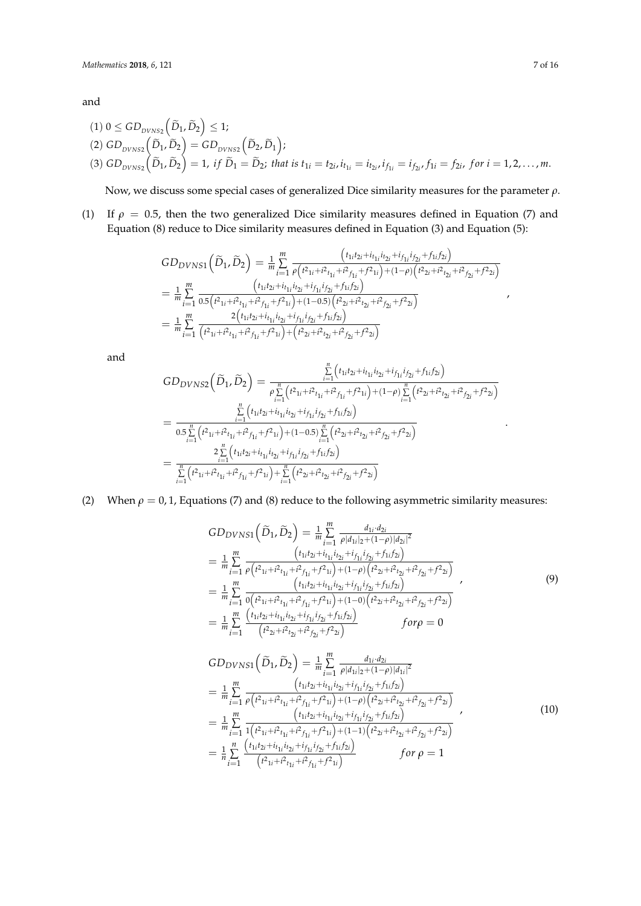and

$$(1)\ 0 \le GD_{DVNS2}\left(\widetilde{D}_1, \widetilde{D}_2\right) \le 1;$$
$$(2)\ GD_{DVNS2}\left(\widetilde{D}_1, \widetilde{D}_2\right) = GD_{DVNS2}\left(\widetilde{D}_2, \widetilde{D}_1\right);$$
$$(3)\ GD_{DVNS2}\left(\widetilde{D}_1, \widetilde{D}_2\right) = 1,\ \textit{if}\ \widetilde{D}_1 = \widetilde{D}_2;\ \textit{that is}\ t_{1i} = t_{2i}, i_{t_{1i}} = i_{t_{2i}}, i_{f_{1i}} = i_{f_{2i}}, f_{1i} = f_{2i},\ \textit{for}\ i = 1, 2, \ldots, m.$$

Now, we discuss some special cases of generalized Dice similarity measures for the parameter $\rho$.

(1) If $\rho = 0.5$, then the two generalized Dice similarity measures defined in Equation (7) and Equation (8) reduce to Dice similarity measures defined in Equation (3) and Equation (5):

$$\begin{aligned}
GD_{DVNS1}\left(\widetilde{D}_1, \widetilde{D}_2\right) &= \frac{1}{m}\sum_{i=1}^{m} \frac{\left(t_{1i}t_{2i} + i_{t_{1i}}i_{t_{2i}} + i_{f_{1i}}i_{f_{2i}} + f_{1i}f_{2i}\right)}{\rho\left(t^2{}_{1i} + i^2{}_{t_{1i}} + i^2{}_{f_{1i}} + f^2{}_{1i}\right) + (1-\rho)\left(t^2{}_{2i} + i^2{}_{t_{2i}} + i^2{}_{f_{2i}} + f^2{}_{2i}\right)} \\
&= \frac{1}{m}\sum_{i=1}^{m} \frac{\left(t_{1i}t_{2i} + i_{t_{1i}}i_{t_{2i}} + i_{f_{1i}}i_{f_{2i}} + f_{1i}f_{2i}\right)}{0.5\left(t^2{}_{1i} + i^2{}_{t_{1i}} + i^2{}_{f_{1i}} + f^2{}_{1i}\right) + (1-0.5)\left(t^2{}_{2i} + i^2{}_{t_{2i}} + i^2{}_{f_{2i}} + f^2{}_{2i}\right)} \\
&= \frac{1}{m}\sum_{i=1}^{m} \frac{2\left(t_{1i}t_{2i} + i_{t_{1i}}i_{t_{2i}} + i_{f_{1i}}i_{f_{2i}} + f_{1i}f_{2i}\right)}{\left(t^2{}_{1i} + i^2{}_{t_{1i}} + i^2{}_{f_{1i}} + f^2{}_{1i}\right) + \left(t^2{}_{2i} + i^2{}_{t_{2i}} + i^2{}_{f_{2i}} + f^2{}_{2i}\right)}
\end{aligned},$$

and

$$\begin{aligned}
GD_{DVNS2}\left(\widetilde{D}_1, \widetilde{D}_2\right) &= \frac{\sum\limits_{i=1}^{n}\left(t_{1i}t_{2i} + i_{t_{1i}}i_{t_{2i}} + i_{f_{1i}}i_{f_{2i}} + f_{1i}f_{2i}\right)}{\rho\sum\limits_{i=1}^{n}\left(t^2{}_{1i} + i^2{}_{t_{1i}} + i^2{}_{f_{1i}} + f^2{}_{1i}\right) + (1-\rho)\sum\limits_{i=1}^{n}\left(t^2{}_{2i} + i^2{}_{t_{2i}} + i^2{}_{f_{2i}} + f^2{}_{2i}\right)} \\
&= \frac{\sum\limits_{i=1}^{n}\left(t_{1i}t_{2i} + i_{t_{1i}}i_{t_{2i}} + i_{f_{1i}}i_{f_{2i}} + f_{1i}f_{2i}\right)}{0.5\sum\limits_{i=1}^{n}\left(t^2{}_{1i} + i^2{}_{t_{1i}} + i^2{}_{f_{1i}} + f^2{}_{1i}\right) + (1-0.5)\sum\limits_{i=1}^{n}\left(t^2{}_{2i} + i^2{}_{t_{2i}} + i^2{}_{f_{2i}} + f^2{}_{2i}\right)} \\
&= \frac{2\sum\limits_{i=1}^{n}\left(t_{1i}t_{2i} + i_{t_{1i}}i_{t_{2i}} + i_{f_{1i}}i_{f_{2i}} + f_{1i}f_{2i}\right)}{\sum\limits_{i=1}^{n}\left(t^2{}_{1i} + i^2{}_{t_{1i}} + i^2{}_{f_{1i}} + f^2{}_{1i}\right) + \sum\limits_{i=1}^{n}\left(t^2{}_{2i} + i^2{}_{t_{2i}} + i^2{}_{f_{2i}} + f^2{}_{2i}\right)}
\end{aligned}.$$

(2) When $\rho = 0, 1$, Equations (7) and (8) reduce to the following asymmetric similarity measures:

$$\begin{aligned}
GD_{DVNS1}\left(\widetilde{D}_1, \widetilde{D}_2\right) &= \frac{1}{m}\sum_{i=1}^{m} \frac{d_{1i} \cdot d_{2i}}{\rho|d_{1i}|_2 + (1-\rho)|d_{2i}|^2} \\
&= \frac{1}{m}\sum_{i=1}^{m} \frac{\left(t_{1i}t_{2i} + i_{t_{1i}}i_{t_{2i}} + i_{f_{1i}}i_{f_{2i}} + f_{1i}f_{2i}\right)}{\rho\left(t^2{}_{1i} + i^2{}_{t_{1i}} + i^2{}_{f_{1i}} + f^2{}_{1i}\right) + (1-\rho)\left(t^2{}_{2i} + i^2{}_{t_{2i}} + i^2{}_{f_{2i}} + f^2{}_{2i}\right)} \\
&= \frac{1}{m}\sum_{i=1}^{m} \frac{\left(t_{1i}t_{2i} + i_{t_{1i}}i_{t_{2i}} + i_{f_{1i}}i_{f_{2i}} + f_{1i}f_{2i}\right)}{0\left(t^2{}_{1i} + i^2{}_{t_{1i}} + i^2{}_{f_{1i}} + f^2{}_{1i}\right) + (1-0)\left(t^2{}_{2i} + i^2{}_{t_{2i}} + i^2{}_{f_{2i}} + f^2{}_{2i}\right)} \\
&= \frac{1}{m}\sum_{i=1}^{m} \frac{\left(t_{1i}t_{2i} + i_{t_{1i}}i_{t_{2i}} + i_{f_{1i}}i_{f_{2i}} + f_{1i}f_{2i}\right)}{\left(t^2{}_{2i} + i^2{}_{t_{2i}} + i^2{}_{f_{2i}} + f^2{}_{2i}\right)} \qquad \textit{for} \rho = 0
\end{aligned}, \tag{9}$$

$$\begin{aligned}
GD_{DVNS1}\left(\widetilde{D}_1, \widetilde{D}_2\right) &= \frac{1}{m}\sum_{i=1}^{m} \frac{d_{1i} \cdot d_{2i}}{\rho|d_{1i}|_2 + (1-\rho)|d_{1i}|^2} \\
&= \frac{1}{m}\sum_{i=1}^{m} \frac{\left(t_{1i}t_{2i} + i_{t_{1i}}i_{t_{2i}} + i_{f_{1i}}i_{f_{2i}} + f_{1i}f_{2i}\right)}{\rho\left(t^2{}_{1i} + i^2{}_{t_{1i}} + i^2{}_{f_{1i}} + f^2{}_{1i}\right) + (1-\rho)\left(t^2{}_{2i} + i^2{}_{t_{2i}} + i^2{}_{f_{2i}} + f^2{}_{2i}\right)} \\
&= \frac{1}{m}\sum_{i=1}^{m} \frac{\left(t_{1i}t_{2i} + i_{t_{1i}}i_{t_{2i}} + i_{f_{1i}}i_{f_{2i}} + f_{1i}f_{2i}\right)}{1\left(t^2{}_{1i} + i^2{}_{t_{1i}} + i^2{}_{f_{1i}} + f^2{}_{1i}\right) + (1-1)\left(t^2{}_{2i} + i^2{}_{t_{2i}} + i^2{}_{f_{2i}} + f^2{}_{2i}\right)} \\
&= \frac{1}{n}\sum_{i=1}^{n} \frac{\left(t_{1i}t_{2i} + i_{t_{1i}}i_{t_{2i}} + i_{f_{1i}}i_{f_{2i}} + f_{1i}f_{2i}\right)}{\left(t^2{}_{1i} + i^2{}_{t_{1i}} + i^2{}_{f_{1i}} + f^2{}_{1i}\right)} \qquad \textit{for}\ \rho = 1
\end{aligned}, \tag{10}$$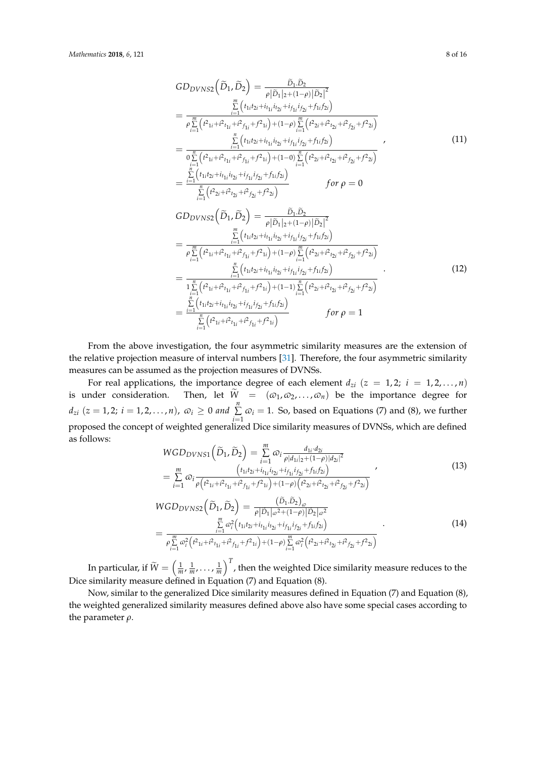$$
\begin{aligned}
GD_{DVNS2}\left(\widetilde{D}_1, \widetilde{D}_2\right) &= \frac{\widetilde{D}_1.\widetilde{D}_2}{\rho\left|\widetilde{D}_1\right|_2 + (1-\rho)\left|\widetilde{D}_2\right|^2} \\
&= \frac{\sum\limits_{i=1}^{m}\left(t_{1i}t_{2i} + i_{t_{1i}}i_{t_{2i}} + i_{f_{1i}}i_{f_{2i}} + f_{1i}f_{2i}\right)}{\rho\sum\limits_{i=1}^{m}\left(t^2{}_{1i} + i^2{}_{t_{1i}} + i^2{}_{f_{1i}} + f^2{}_{1i}\right) + (1-\rho)\sum\limits_{i=1}^{m}\left(t^2{}_{2i} + i^2{}_{t_{2i}} + i^2{}_{f_{2i}} + f^2{}_{2i}\right)} \\
&= \frac{\sum\limits_{i=1}^{n}\left(t_{1i}t_{2i} + i_{t_{1i}}i_{t_{2i}} + i_{f_{1i}}i_{f_{2i}} + f_{1i}f_{2i}\right)}{0\sum\limits_{i=1}^{n}\left(t^2{}_{1i} + i^2{}_{t_{1i}} + i^2{}_{f_{1i}} + f^2{}_{1i}\right) + (1-0)\sum\limits_{i=1}^{n}\left(t^2{}_{2i} + i^2{}_{t_{2i}} + i^2{}_{f_{2i}} + f^2{}_{2i}\right)} \\
&= \frac{\sum\limits_{i=1}^{n}\left(t_{1i}t_{2i} + i_{t_{1i}}i_{t_{2i}} + i_{f_{1i}}i_{f_{2i}} + f_{1i}f_{2i}\right)}{\sum\limits_{i=1}^{n}\left(t^2{}_{2i} + i^2{}_{t_{2i}} + i^2{}_{f_{2i}} + f^2{}_{2i}\right)} \qquad for\ \rho = 0
\end{aligned}
\tag{11}
$$

$$
\begin{aligned}
GD_{DVNS2}\left(\widetilde{D}_1, \widetilde{D}_2\right) &= \frac{\widetilde{D}_1.\widetilde{D}_2}{\rho\left|\widetilde{D}_1\right|_2 + (1-\rho)\left|\widetilde{D}_2\right|^2} \\
&= \frac{\sum\limits_{i=1}^{m}\left(t_{1i}t_{2i} + i_{t_{1i}}i_{t_{2i}} + i_{f_{1i}}i_{f_{2i}} + f_{1i}f_{2i}\right)}{\rho\sum\limits_{i=1}^{m}\left(t^2{}_{1i} + i^2{}_{t_{1i}} + i^2{}_{f_{1i}} + f^2{}_{1i}\right) + (1-\rho)\sum\limits_{i=1}^{m}\left(t^2{}_{2i} + i^2{}_{t_{2i}} + i^2{}_{f_{2i}} + f^2{}_{2i}\right)} \\
&= \frac{\sum\limits_{i=1}^{n}\left(t_{1i}t_{2i} + i_{t_{1i}}i_{t_{2i}} + i_{f_{1i}}i_{f_{2i}} + f_{1i}f_{2i}\right)}{1\sum\limits_{i=1}^{n}\left(t^2{}_{1i} + i^2{}_{t_{1i}} + i^2{}_{f_{1i}} + f^2{}_{1i}\right) + (1-1)\sum\limits_{i=1}^{n}\left(t^2{}_{2i} + i^2{}_{t_{2i}} + i^2{}_{f_{2i}} + f^2{}_{2i}\right)} \\
&= \frac{\sum\limits_{i=1}^{n}\left(t_{1i}t_{2i} + i_{t_{1i}}i_{t_{2i}} + i_{f_{1i}}i_{f_{2i}} + f_{1i}f_{2i}\right)}{\sum\limits_{i=1}^{n}\left(t^2{}_{1i} + i^2{}_{t_{1i}} + i^2{}_{f_{1i}} + f^2{}_{1i}\right)} \qquad for\ \rho = 1
\end{aligned}
\tag{12}
$$

From the above investigation, the four asymmetric similarity measures are the extension of the relative projection measure of interval numbers [31]. Therefore, the four asymmetric similarity measures can be assumed as the projection measures of DVNSs.

For real applications, the importance degree of each element $d_{zi}$ $(z = 1,2;\ i = 1,2,\ldots,n)$ is under consideration. Then, let $\widetilde{W} = (\varpi_1, \varpi_2, \ldots, \varpi_n)$ be the importance degree for $d_{zi}$ $(z = 1,2;\ i = 1,2,\ldots,n)$, $\varpi_i \geq 0$ *and* $\sum\limits_{i=1}^{n}\varpi_i = 1$. So, based on Equations (7) and (8), we further proposed the concept of weighted generalized Dice similarity measures of DVNSs, which are defined as follows:

$$
\begin{aligned}
WGD_{DVNS1}\left(\widetilde{D}_1, \widetilde{D}_2\right) &= \sum_{i=1}^{m}\varpi_i\frac{d_{1i}\cdot d_{2i}}{\rho|d_{1i}|_2 + (1-\rho)|d_{2i}|^2} \\
&= \sum_{i=1}^{m}\varpi_i\frac{\left(t_{1i}t_{2i} + i_{t_{1i}}i_{t_{2i}} + i_{f_{1i}}i_{f_{2i}} + f_{1i}f_{2i}\right)}{\rho\left(t^2{}_{1i} + i^2{}_{t_{1i}} + i^2{}_{f_{1i}} + f^2{}_{1i}\right) + (1-\rho)\left(t^2{}_{2i} + i^2{}_{t_{2i}} + i^2{}_{f_{2i}} + f^2{}_{2i}\right)}
\end{aligned}
\tag{13}
$$

$$
\begin{aligned}
WGD_{DVNS2}\left(\widetilde{D}_1, \widetilde{D}_2\right) &= \frac{\left(\widetilde{D}_1.\widetilde{D}_2\right)_\varpi}{\rho\left|\widetilde{D}_1\right|_{\varpi^2} + (1-\rho)\left|\widetilde{D}_2\right|_{\varpi^2}} \\
&= \frac{\sum\limits_{i=1}^{m}\varpi_i^2\left(t_{1i}t_{2i} + i_{t_{1i}}i_{t_{2i}} + i_{f_{1i}}i_{f_{2i}} + f_{1i}f_{2i}\right)}{\rho\sum\limits_{i=1}^{m}\varpi_i^2\left(t^2{}_{1i} + i^2{}_{t_{1i}} + i^2{}_{f_{1i}} + f^2{}_{1i}\right) + (1-\rho)\sum\limits_{i=1}^{m}\varpi_i^2\left(t^2{}_{2i} + i^2{}_{t_{2i}} + i^2{}_{f_{2i}} + f^2{}_{2i}\right)}
\end{aligned}
\tag{14}
$$

In particular, if $\widetilde{W} = \left(\frac{1}{m}, \frac{1}{m}, \ldots, \frac{1}{m}\right)^T$, then the weighted Dice similarity measure reduces to the Dice similarity measure defined in Equation (7) and Equation (8).

Now, similar to the generalized Dice similarity measures defined in Equation (7) and Equation (8), the weighted generalized similarity measures defined above also have some special cases according to the parameter $\rho$.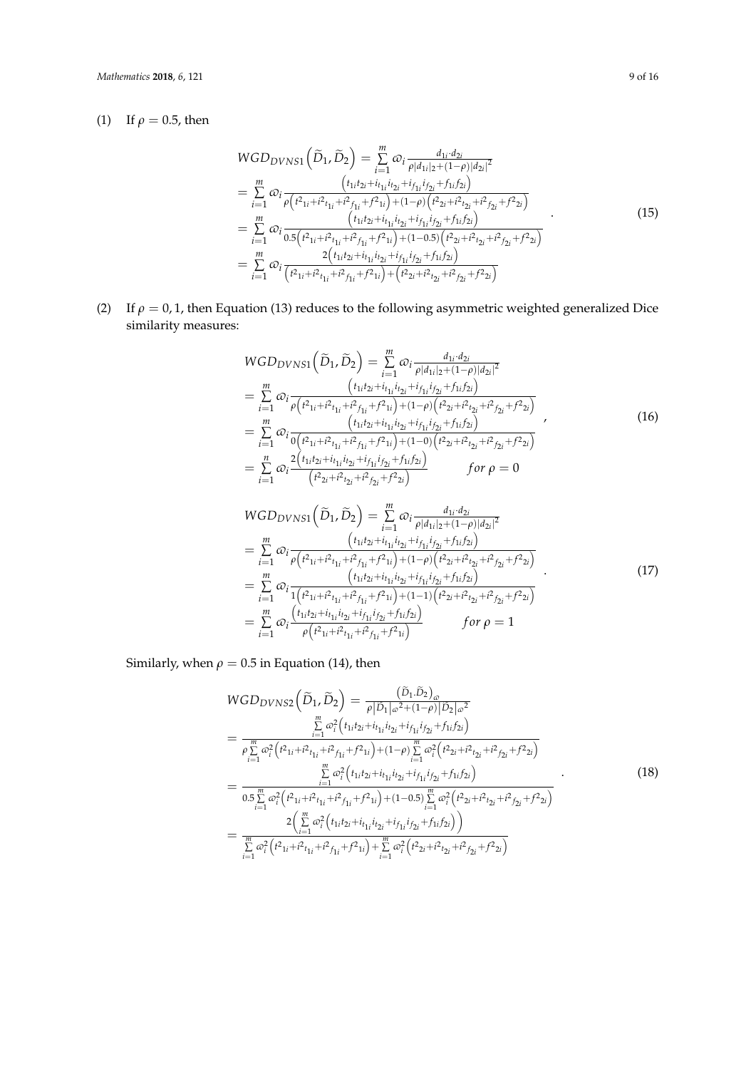(1) If $\rho = 0.5$, then

$$
\begin{aligned}
WGD_{DVNS1}\left(\widetilde{D}_1, \widetilde{D}_2\right) &= \sum_{i=1}^{m} \varpi_i \frac{d_{1i} \cdot d_{2i}}{\rho |d_{1i}|_2 + (1-\rho)|d_{2i}|^2} \\
&= \sum_{i=1}^{m} \varpi_i \frac{\left(t_{1i}t_{2i} + i_{t_{1i}}i_{t_{2i}} + i_{f_{1i}}i_{f_{2i}} + f_{1i}f_{2i}\right)}{\rho\left(t^2{}_{1i} + i^2{}_{t_{1i}} + i^2{}_{f_{1i}} + f^2{}_{1i}\right) + (1-\rho)\left(t^2{}_{2i} + i^2{}_{t_{2i}} + i^2{}_{f_{2i}} + f^2{}_{2i}\right)} \\
&= \sum_{i=1}^{m} \varpi_i \frac{\left(t_{1i}t_{2i} + i_{t_{1i}}i_{t_{2i}} + i_{f_{1i}}i_{f_{2i}} + f_{1i}f_{2i}\right)}{0.5\left(t^2{}_{1i} + i^2{}_{t_{1i}} + i^2{}_{f_{1i}} + f^2{}_{1i}\right) + (1-0.5)\left(t^2{}_{2i} + i^2{}_{t_{2i}} + i^2{}_{f_{2i}} + f^2{}_{2i}\right)} \\
&= \sum_{i=1}^{m} \varpi_i \frac{2\left(t_{1i}t_{2i} + i_{t_{1i}}i_{t_{2i}} + i_{f_{1i}}i_{f_{2i}} + f_{1i}f_{2i}\right)}{\left(t^2{}_{1i} + i^2{}_{t_{1i}} + i^2{}_{f_{1i}} + f^2{}_{1i}\right) + \left(t^2{}_{2i} + i^2{}_{t_{2i}} + i^2{}_{f_{2i}} + f^2{}_{2i}\right)}
\end{aligned}
\quad . \tag{15}
$$

(2) If $\rho = 0, 1$, then Equation (13) reduces to the following asymmetric weighted generalized Dice similarity measures:

$$
\begin{aligned}
WGD_{DVNS1}\left(\widetilde{D}_1, \widetilde{D}_2\right) &= \sum_{i=1}^{m} \varpi_i \frac{d_{1i} \cdot d_{2i}}{\rho |d_{1i}|_2 + (1-\rho)|d_{2i}|^2} \\
&= \sum_{i=1}^{m} \varpi_i \frac{\left(t_{1i}t_{2i} + i_{t_{1i}}i_{t_{2i}} + i_{f_{1i}}i_{f_{2i}} + f_{1i}f_{2i}\right)}{\rho\left(t^2{}_{1i} + i^2{}_{t_{1i}} + i^2{}_{f_{1i}} + f^2{}_{1i}\right) + (1-\rho)\left(t^2{}_{2i} + i^2{}_{t_{2i}} + i^2{}_{f_{2i}} + f^2{}_{2i}\right)} \\
&= \sum_{i=1}^{m} \varpi_i \frac{\left(t_{1i}t_{2i} + i_{t_{1i}}i_{t_{2i}} + i_{f_{1i}}i_{f_{2i}} + f_{1i}f_{2i}\right)}{0\left(t^2{}_{1i} + i^2{}_{t_{1i}} + i^2{}_{f_{1i}} + f^2{}_{1i}\right) + (1-0)\left(t^2{}_{2i} + i^2{}_{t_{2i}} + i^2{}_{f_{2i}} + f^2{}_{2i}\right)} \\
&= \sum_{i=1}^{n} \varpi_i \frac{2\left(t_{1i}t_{2i} + i_{t_{1i}}i_{t_{2i}} + i_{f_{1i}}i_{f_{2i}} + f_{1i}f_{2i}\right)}{\left(t^2{}_{2i} + i^2{}_{t_{2i}} + i^2{}_{f_{2i}} + f^2{}_{2i}\right)} \qquad for\ \rho = 0
\end{aligned}
\quad , \tag{16}
$$

$$
\begin{aligned}
WGD_{DVNS1}\left(\widetilde{D}_1, \widetilde{D}_2\right) &= \sum_{i=1}^{m} \varpi_i \frac{d_{1i} \cdot d_{2i}}{\rho |d_{1i}|_2 + (1-\rho)|d_{2i}|^2} \\
&= \sum_{i=1}^{m} \varpi_i \frac{\left(t_{1i}t_{2i} + i_{t_{1i}}i_{t_{2i}} + i_{f_{1i}}i_{f_{2i}} + f_{1i}f_{2i}\right)}{\rho\left(t^2{}_{1i} + i^2{}_{t_{1i}} + i^2{}_{f_{1i}} + f^2{}_{1i}\right) + (1-\rho)\left(t^2{}_{2i} + i^2{}_{t_{2i}} + i^2{}_{f_{2i}} + f^2{}_{2i}\right)} \\
&= \sum_{i=1}^{m} \varpi_i \frac{\left(t_{1i}t_{2i} + i_{t_{1i}}i_{t_{2i}} + i_{f_{1i}}i_{f_{2i}} + f_{1i}f_{2i}\right)}{1\left(t^2{}_{1i} + i^2{}_{t_{1i}} + i^2{}_{f_{1i}} + f^2{}_{1i}\right) + (1-1)\left(t^2{}_{2i} + i^2{}_{t_{2i}} + i^2{}_{f_{2i}} + f^2{}_{2i}\right)} \\
&= \sum_{i=1}^{m} \varpi_i \frac{\left(t_{1i}t_{2i} + i_{t_{1i}}i_{t_{2i}} + i_{f_{1i}}i_{f_{2i}} + f_{1i}f_{2i}\right)}{\rho\left(t^2{}_{1i} + i^2{}_{t_{1i}} + i^2{}_{f_{1i}} + f^2{}_{1i}\right)} \qquad for\ \rho = 1
\end{aligned}
\quad . \tag{17}
$$

Similarly, when $\rho = 0.5$ in Equation (14), then

$$
\begin{aligned}
WGD_{DVNS2}\left(\widetilde{D}_1, \widetilde{D}_2\right) &= \frac{\left(\widetilde{D}_1 . \widetilde{D}_2\right)_\varpi}{\rho\left|\widetilde{D}_1\right|_{\varpi}{}^2 + (1-\rho)\left|\widetilde{D}_2\right|_{\varpi}{}^2} \\
&= \frac{\sum\limits_{i=1}^{m} \varpi_i^2\left(t_{1i}t_{2i} + i_{t_{1i}}i_{t_{2i}} + i_{f_{1i}}i_{f_{2i}} + f_{1i}f_{2i}\right)}{\rho \sum\limits_{i=1}^{m} \varpi_i^2\left(t^2{}_{1i} + i^2{}_{t_{1i}} + i^2{}_{f_{1i}} + f^2{}_{1i}\right) + (1-\rho) \sum\limits_{i=1}^{m} \varpi_i^2\left(t^2{}_{2i} + i^2{}_{t_{2i}} + i^2{}_{f_{2i}} + f^2{}_{2i}\right)} \\
&= \frac{\sum\limits_{i=1}^{m} \varpi_i^2\left(t_{1i}t_{2i} + i_{t_{1i}}i_{t_{2i}} + i_{f_{1i}}i_{f_{2i}} + f_{1i}f_{2i}\right)}{0.5 \sum\limits_{i=1}^{m} \varpi_i^2\left(t^2{}_{1i} + i^2{}_{t_{1i}} + i^2{}_{f_{1i}} + f^2{}_{1i}\right) + (1-0.5) \sum\limits_{i=1}^{m} \varpi_i^2\left(t^2{}_{2i} + i^2{}_{t_{2i}} + i^2{}_{f_{2i}} + f^2{}_{2i}\right)} \\
&= \frac{2\left(\sum\limits_{i=1}^{m} \varpi_i^2\left(t_{1i}t_{2i} + i_{t_{1i}}i_{t_{2i}} + i_{f_{1i}}i_{f_{2i}} + f_{1i}f_{2i}\right)\right)}{\sum\limits_{i=1}^{m} \varpi_i^2\left(t^2{}_{1i} + i^2{}_{t_{1i}} + i^2{}_{f_{1i}} + f^2{}_{1i}\right) + \sum\limits_{i=1}^{m} \varpi_i^2\left(t^2{}_{2i} + i^2{}_{t_{2i}} + i^2{}_{f_{2i}} + f^2{}_{2i}\right)}
\end{aligned}
\quad . \tag{18}
$$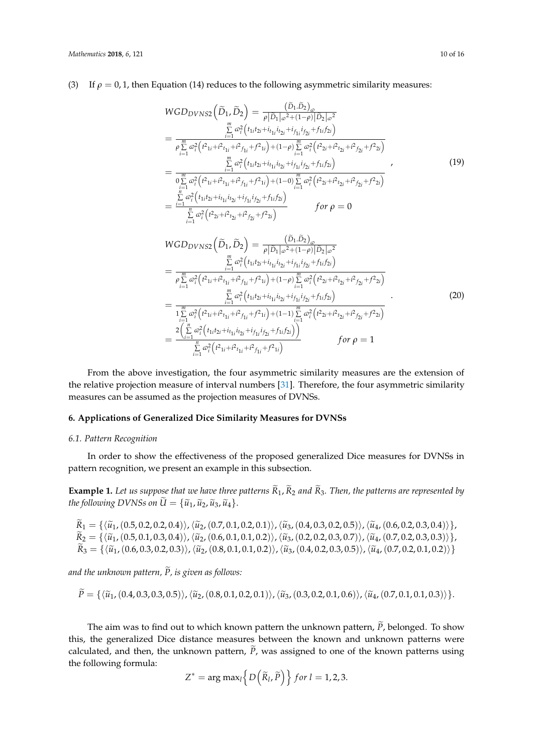(3) If $\rho = 0, 1$, then Equation (14) reduces to the following asymmetric similarity measures:

$$
\begin{aligned}
WGD_{DVNS2}\left(\widetilde{D}_1, \widetilde{D}_2\right) &= \frac{\left(\widetilde{D}_1.\widetilde{D}_2\right)_\omega}{\rho\left|\widetilde{D}_1\right|_\omega^2 + (1-\rho)\left|\widetilde{D}_2\right|_\omega^2} \\
&= \frac{\sum\limits_{i=1}^{m} \omega_i^2\left(t_{1i}t_{2i} + i_{t_{1i}}i_{t_{2i}} + i_{f_{1i}}i_{f_{2i}} + f_{1i}f_{2i}\right)}{\rho\sum\limits_{i=1}^{m} \omega_i^2\left(t^2{}_{1i} + i^2{}_{t_{1i}} + i^2{}_{f_{1i}} + f^2{}_{1i}\right) + (1-\rho)\sum\limits_{i=1}^{m} \omega_i^2\left(t^2{}_{2i} + i^2{}_{t_{2i}} + i^2{}_{f_{2i}} + f^2{}_{2i}\right)} \\
&= \frac{\sum\limits_{i=1}^{m} \omega_i^2\left(t_{1i}t_{2i} + i_{t_{1i}}i_{t_{2i}} + i_{f_{1i}}i_{f_{2i}} + f_{1i}f_{2i}\right)}{0\sum\limits_{i=1}^{m} \omega_i^2\left(t^2{}_{1i} + i^2{}_{t_{1i}} + i^2{}_{f_{1i}} + f^2{}_{1i}\right) + (1-0)\sum\limits_{i=1}^{m} \omega_i^2\left(t^2{}_{2i} + i^2{}_{t_{2i}} + i^2{}_{f_{2i}} + f^2{}_{2i}\right)} \\
&= \frac{\sum\limits_{i=1}^{n} \omega_i^2\left(t_{1i}t_{2i} + i_{t_{1i}}i_{t_{2i}} + i_{f_{1i}}i_{f_{2i}} + f_{1i}f_{2i}\right)}{\sum\limits_{i=1}^{n} \omega_i^2\left(t^2{}_{2i} + i^2{}_{t_{2i}} + i^2{}_{f_{2i}} + f^2{}_{2i}\right)} \qquad for\ \rho = 0
\end{aligned}, \tag{19}
$$

$$
\begin{aligned}
WGD_{DVNS2}\left(\widetilde{D}_1, \widetilde{D}_2\right) &= \frac{\left(\widetilde{D}_1.\widetilde{D}_2\right)_\omega}{\rho\left|\widetilde{D}_1\right|_\omega^2 + (1-\rho)\left|\widetilde{D}_2\right|_\omega^2} \\
&= \frac{\sum\limits_{i=1}^{m} \omega_i^2\left(t_{1i}t_{2i} + i_{t_{1i}}i_{t_{2i}} + i_{f_{1i}}i_{f_{2i}} + f_{1i}f_{2i}\right)}{\rho\sum\limits_{i=1}^{m} \omega_i^2\left(t^2{}_{1i} + i^2{}_{t_{1i}} + i^2{}_{f_{1i}} + f^2{}_{1i}\right) + (1-\rho)\sum\limits_{i=1}^{m} \omega_i^2\left(t^2{}_{2i} + i^2{}_{t_{2i}} + i^2{}_{f_{2i}} + f^2{}_{2i}\right)} \\
&= \frac{\sum\limits_{i=1}^{m} \omega_i^2\left(t_{1i}t_{2i} + i_{t_{1i}}i_{t_{2i}} + i_{f_{1i}}i_{f_{2i}} + f_{1i}f_{2i}\right)}{1\sum\limits_{i=1}^{m} \omega_i^2\left(t^2{}_{1i} + i^2{}_{t_{1i}} + i^2{}_{f_{1i}} + f^2{}_{1i}\right) + (1-1)\sum\limits_{i=1}^{m} \omega_i^2\left(t^2{}_{2i} + i^2{}_{t_{2i}} + i^2{}_{f_{2i}} + f^2{}_{2i}\right)} \\
&= \frac{2\left(\sum\limits_{i=1}^{n} \omega_i^2\left(t_{1i}t_{2i} + i_{t_{1i}}i_{t_{2i}} + i_{f_{1i}}i_{f_{2i}} + f_{1i}f_{2i}\right)\right)}{\sum\limits_{i=1}^{n} \omega_i^2\left(t^2{}_{1i} + i^2{}_{t_{1i}} + i^2{}_{f_{1i}} + f^2{}_{1i}\right)} \qquad for\ \rho = 1
\end{aligned}. \tag{20}
$$

From the above investigation, the four asymmetric similarity measures are the extension of the relative projection measure of interval numbers [31]. Therefore, the four asymmetric similarity measures can be assumed as the projection measures of DVNSs.

## 6. Applications of Generalized Dice Similarity Measures for DVNSs

### 6.1. Pattern Recognition

In order to show the effectiveness of the proposed generalized Dice measures for DVNSs in pattern recognition, we present an example in this subsection.

**Example 1.** *Let us suppose that we have three patterns $\widetilde{R}_1$, $\widetilde{R}_2$ and $\widetilde{R}_3$. Then, the patterns are represented by the following DVNSs on $\widetilde{U} = \{\widetilde{u}_1, \widetilde{u}_2, \widetilde{u}_3, \widetilde{u}_4\}$.*

$$
\begin{aligned}
\widetilde{R}_1 &= \{\langle\widetilde{u}_1, (0.5, 0.2, 0.2, 0.4)\rangle, \langle\widetilde{u}_2, (0.7, 0.1, 0.2, 0.1)\rangle, \langle\widetilde{u}_3, (0.4, 0.3, 0.2, 0.5)\rangle, \langle\widetilde{u}_4, (0.6, 0.2, 0.3, 0.4)\rangle\}, \\
\widetilde{R}_2 &= \{\langle\widetilde{u}_1, (0.5, 0.1, 0.3, 0.4)\rangle, \langle\widetilde{u}_2, (0.6, 0.1, 0.1, 0.2)\rangle, \langle\widetilde{u}_3, (0.2, 0.2, 0.3, 0.7)\rangle, \langle\widetilde{u}_4, (0.7, 0.2, 0.3, 0.3)\rangle\}, \\
\widetilde{R}_3 &= \{\langle\widetilde{u}_1, (0.6, 0.3, 0.2, 0.3)\rangle, \langle\widetilde{u}_2, (0.8, 0.1, 0.1, 0.2)\rangle, \langle\widetilde{u}_3, (0.4, 0.2, 0.3, 0.5)\rangle, \langle\widetilde{u}_4, (0.7, 0.2, 0.1, 0.2)\rangle\}
\end{aligned}
$$

*and the unknown pattern, $\widetilde{P}$, is given as follows:*

$$
\widetilde{P} = \{\langle\widetilde{u}_1, (0.4, 0.3, 0.3, 0.5)\rangle, \langle\widetilde{u}_2, (0.8, 0.1, 0.2, 0.1)\rangle, \langle\widetilde{u}_3, (0.3, 0.2, 0.1, 0.6)\rangle, \langle\widetilde{u}_4, (0.7, 0.1, 0.1, 0.3)\rangle\}.
$$

The aim was to find out to which known pattern the unknown pattern, $\widetilde{P}$, belonged. To show this, the generalized Dice distance measures between the known and unknown patterns were calculated, and then, the unknown pattern, $\widetilde{P}$, was assigned to one of the known patterns using the following formula:

$$
Z^* = \arg\max_l\left\{D\left(\widetilde{R}_l, \widetilde{P}\right)\right\} for\ l = 1, 2, 3.
$$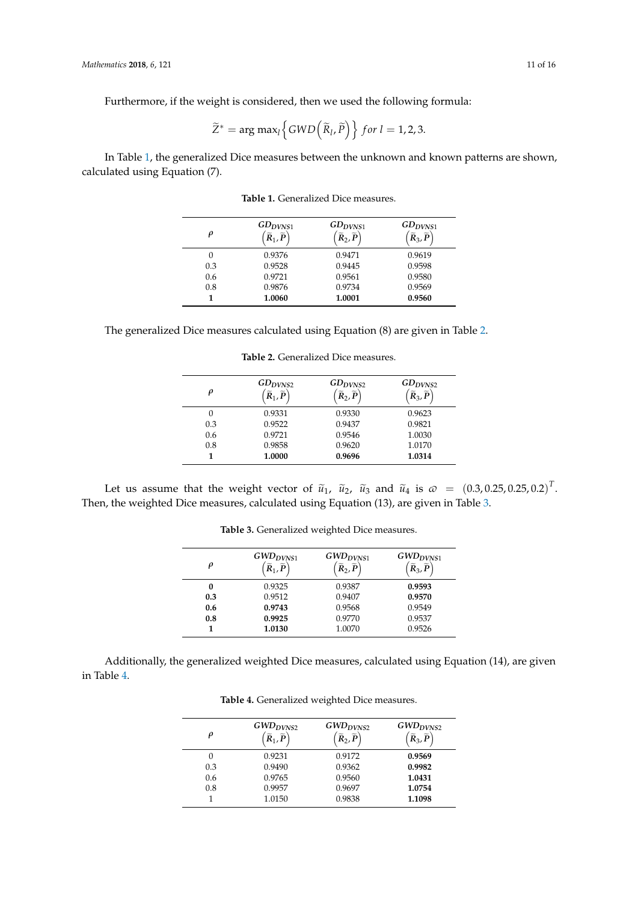Furthermore, if the weight is considered, then we used the following formula:

$$\widetilde{Z}^* = \arg\max_l \left\{ GWD\left(\widetilde{R}_l, \widetilde{P}\right) \right\} \; for \; l = 1, 2, 3.$$

In Table 1, the generalized Dice measures between the unknown and known patterns are shown, calculated using Equation (7).

**Table 1.** Generalized Dice measures.

| $\rho$ | $GD_{DVNS1}\left(\widetilde{R}_1, \widetilde{P}\right)$ | $GD_{DVNS1}\left(\widetilde{R}_2, \widetilde{P}\right)$ | $GD_{DVNS1}\left(\widetilde{R}_3, \widetilde{P}\right)$ |
|---|---|---|---|
| 0 | 0.9376 | 0.9471 | 0.9619 |
| 0.3 | 0.9528 | 0.9445 | 0.9598 |
| 0.6 | 0.9721 | 0.9561 | 0.9580 |
| 0.8 | 0.9876 | 0.9734 | 0.9569 |
| **1** | **1.0060** | **1.0001** | **0.9560** |

The generalized Dice measures calculated using Equation (8) are given in Table 2.

**Table 2.** Generalized Dice measures.

| $\rho$ | $GD_{DVNS2}\left(\widetilde{R}_1, \widetilde{P}\right)$ | $GD_{DVNS2}\left(\widetilde{R}_2, \widetilde{P}\right)$ | $GD_{DVNS2}\left(\widetilde{R}_3, \widetilde{P}\right)$ |
|---|---|---|---|
| 0 | 0.9331 | 0.9330 | 0.9623 |
| 0.3 | 0.9522 | 0.9437 | 0.9821 |
| 0.6 | 0.9721 | 0.9546 | 1.0030 |
| 0.8 | 0.9858 | 0.9620 | 1.0170 |
| **1** | **1.0000** | **0.9696** | **1.0314** |

Let us assume that the weight vector of $\widetilde{u}_1$, $\widetilde{u}_2$, $\widetilde{u}_3$ and $\widetilde{u}_4$ is $\varpi = (0.3, 0.25, 0.25, 0.2)^T$. Then, the weighted Dice measures, calculated using Equation (13), are given in Table 3.

**Table 3.** Generalized weighted Dice measures.

| $\rho$ | $GWD_{DVNS1}\left(\widetilde{R}_1, \widetilde{P}\right)$ | $GWD_{DVNS1}\left(\widetilde{R}_2, \widetilde{P}\right)$ | $GWD_{DVNS1}\left(\widetilde{R}_3, \widetilde{P}\right)$ |
|---|---|---|---|
| **0** | 0.9325 | 0.9387 | **0.9593** |
| **0.3** | 0.9512 | 0.9407 | **0.9570** |
| **0.6** | **0.9743** | 0.9568 | 0.9549 |
| **0.8** | **0.9925** | 0.9770 | 0.9537 |
| **1** | **1.0130** | 1.0070 | 0.9526 |

Additionally, the generalized weighted Dice measures, calculated using Equation (14), are given in Table 4.

**Table 4.** Generalized weighted Dice measures.

| $\rho$ | $GWD_{DVNS2}\left(\widetilde{R}_1, \widetilde{P}\right)$ | $GWD_{DVNS2}\left(\widetilde{R}_2, \widetilde{P}\right)$ | $GWD_{DVNS2}\left(\widetilde{R}_3, \widetilde{P}\right)$ |
|---|---|---|---|
| 0 | 0.9231 | 0.9172 | **0.9569** |
| 0.3 | 0.9490 | 0.9362 | **0.9982** |
| 0.6 | 0.9765 | 0.9560 | **1.0431** |
| 0.8 | 0.9957 | 0.9697 | **1.0754** |
| 1 | 1.0150 | 0.9838 | **1.1098** |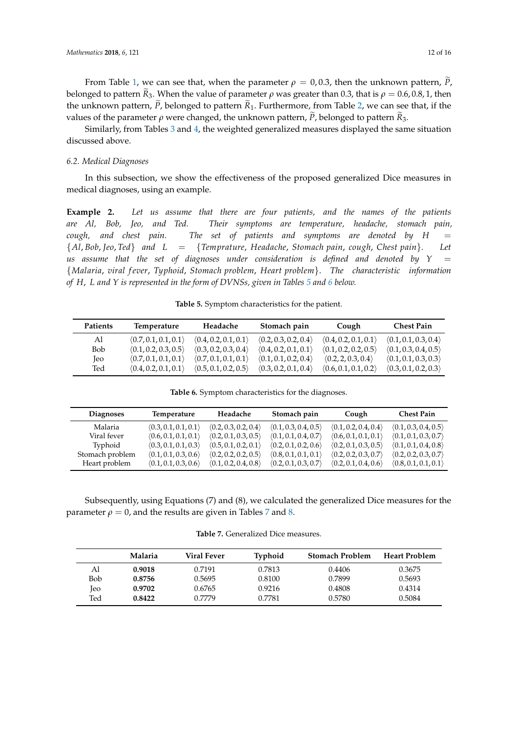From Table 1, we can see that, when the parameter $\rho = 0, 0.3$, then the unknown pattern, $\widetilde{P}$, belonged to pattern $\widetilde{R}_3$. When the value of parameter $\rho$ was greater than 0.3, that is $\rho = 0.6, 0.8, 1$, then the unknown pattern, $\widetilde{P}$, belonged to pattern $\widetilde{R}_1$. Furthermore, from Table 2, we can see that, if the values of the parameter $\rho$ were changed, the unknown pattern, $\widetilde{P}$, belonged to pattern $\widetilde{R}_3$.

Similarly, from Tables 3 and 4, the weighted generalized measures displayed the same situation discussed above.

### 6.2. Medical Diagnoses

In this subsection, we show the effectiveness of the proposed generalized Dice measures in medical diagnoses, using an example.

**Example 2.** *Let us assume that there are four patients, and the names of the patients are Al, Bob, Jeo, and Ted. Their symptoms are temperature, headache, stomach pain, cough, and chest pain. The set of patients and symptoms are denoted by* $H = \{Al, Bob, Jeo, Ted\}$ *and* $L = \{Temprature, Headache, Stomach\ pain, cough, Chest\ pain\}$. *Let us assume that the set of diagnoses under consideration is defined and denoted by* $Y = \{Malaria, viral\ fever, Typhoid, Stomach\ problem, Heart\ problem\}$. *The characteristic information of* $H$, $L$ *and* $Y$ *is represented in the form of DVNSs, given in Tables 5 and 6 below.*

**Table 5.** Symptom characteristics for the patient.

| Patients | Temperature | Headache | Stomach pain | Cough | Chest Pain |
|---|---|---|---|---|---|
| Al | $\langle 0.7, 0.1, 0.1, 0.1 \rangle$ | $\langle 0.4, 0.2, 0.1, 0.1 \rangle$ | $\langle 0.2, 0.3, 0.2, 0.4 \rangle$ | $\langle 0.4, 0.2, 0.1, 0.1 \rangle$ | $\langle 0.1, 0.1, 0.3, 0.4 \rangle$ |
| Bob | $\langle 0.1, 0.2, 0.3, 0.5 \rangle$ | $\langle 0.3, 0.2, 0.3, 0.4 \rangle$ | $\langle 0.4, 0.2, 0.1, 0.1 \rangle$ | $\langle 0.1, 0.2, 0.2, 0.5 \rangle$ | $\langle 0.1, 0.3, 0.4, 0.5 \rangle$ |
| Jeo | $\langle 0.7, 0.1, 0.1, 0.1 \rangle$ | $\langle 0.7, 0.1, 0.1, 0.1 \rangle$ | $\langle 0.1, 0.1, 0.2, 0.4 \rangle$ | $\langle 0.2, 2, 0.3, 0.4 \rangle$ | $\langle 0.1, 0.1, 0.3, 0.3 \rangle$ |
| Ted | $\langle 0.4, 0.2, 0.1, 0.1 \rangle$ | $\langle 0.5, 0.1, 0.2, 0.5 \rangle$ | $\langle 0.3, 0.2, 0.1, 0.4 \rangle$ | $\langle 0.6, 0.1, 0.1, 0.2 \rangle$ | $\langle 0.3, 0.1, 0.2, 0.3 \rangle$ |

**Table 6.** Symptom characteristics for the diagnoses.

| Diagnoses | Temperature | Headache | Stomach pain | Cough | Chest Pain |
|---|---|---|---|---|---|
| Malaria | $\langle 0.3, 0.1, 0.1, 0.1 \rangle$ | $\langle 0.2, 0.3, 0.2, 0.4 \rangle$ | $\langle 0.1, 0.3, 0.4, 0.5 \rangle$ | $\langle 0.1, 0.2, 0.4, 0.4 \rangle$ | $\langle 0.1, 0.3, 0.4, 0.5 \rangle$ |
| Viral fever | $\langle 0.6, 0.1, 0.1, 0.1 \rangle$ | $\langle 0.2, 0.1, 0.3, 0.5 \rangle$ | $\langle 0.1, 0.1, 0.4, 0.7 \rangle$ | $\langle 0.6, 0.1, 0.1, 0.1 \rangle$ | $\langle 0.1, 0.1, 0.3, 0.7 \rangle$ |
| Typhoid | $\langle 0.3, 0.1, 0.1, 0.3 \rangle$ | $\langle 0.5, 0.1, 0.2, 0.1 \rangle$ | $\langle 0.2, 0.1, 0.2, 0.6 \rangle$ | $\langle 0.2, 0.1, 0.3, 0.5 \rangle$ | $\langle 0.1, 0.1, 0.4, 0.8 \rangle$ |
| Stomach problem | $\langle 0.1, 0.1, 0.3, 0.6 \rangle$ | $\langle 0.2, 0.2, 0.2, 0.5 \rangle$ | $\langle 0.8, 0.1, 0.1, 0.1 \rangle$ | $\langle 0.2, 0.2, 0.3, 0.7 \rangle$ | $\langle 0.2, 0.2, 0.3, 0.7 \rangle$ |
| Heart problem | $\langle 0.1, 0.1, 0.3, 0.6 \rangle$ | $\langle 0.1, 0.2, 0.4, 0.8 \rangle$ | $\langle 0.2, 0.1, 0.3, 0.7 \rangle$ | $\langle 0.2, 0.1, 0.4, 0.6 \rangle$ | $\langle 0.8, 0.1, 0.1, 0.1 \rangle$ |

Subsequently, using Equations (7) and (8), we calculated the generalized Dice measures for the parameter $\rho = 0$, and the results are given in Tables 7 and 8.

**Table 7.** Generalized Dice measures.

| | Malaria | Viral Fever | Typhoid | Stomach Problem | Heart Problem |
|---|---|---|---|---|---|
| Al | **0.9018** | 0.7191 | 0.7813 | 0.4406 | 0.3675 |
| Bob | **0.8756** | 0.5695 | 0.8100 | 0.7899 | 0.5693 |
| Jeo | **0.9702** | 0.6765 | 0.9216 | 0.4808 | 0.4314 |
| Ted | **0.8422** | 0.7779 | 0.7781 | 0.5780 | 0.5084 |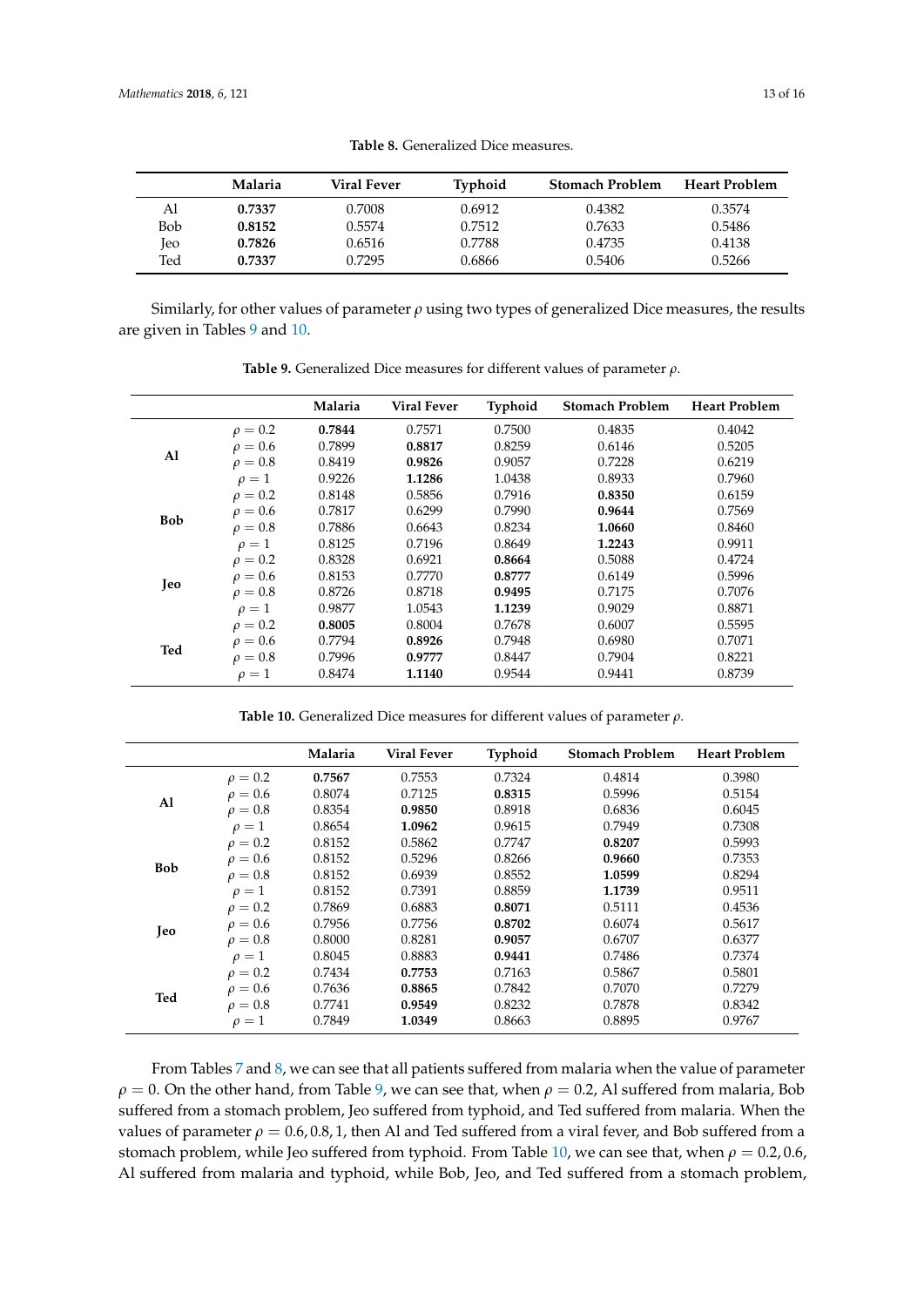**Table 8.** Generalized Dice measures.

| | Malaria | Viral Fever | Typhoid | Stomach Problem | Heart Problem |
|---|---|---|---|---|---|
| Al | **0.7337** | 0.7008 | 0.6912 | 0.4382 | 0.3574 |
| Bob | **0.8152** | 0.5574 | 0.7512 | 0.7633 | 0.5486 |
| Jeo | **0.7826** | 0.6516 | 0.7788 | 0.4735 | 0.4138 |
| Ted | **0.7337** | 0.7295 | 0.6866 | 0.5406 | 0.5266 |

Similarly, for other values of parameter $\rho$ using two types of generalized Dice measures, the results are given in Tables 9 and 10.

**Table 9.** Generalized Dice measures for different values of parameter $\rho$.

| | | Malaria | Viral Fever | Typhoid | Stomach Problem | Heart Problem |
|---|---|---|---|---|---|---|
| **Al** | $\rho = 0.2$ | **0.7844** | 0.7571 | 0.7500 | 0.4835 | 0.4042 |
| | $\rho = 0.6$ | 0.7899 | **0.8817** | 0.8259 | 0.6146 | 0.5205 |
| | $\rho = 0.8$ | 0.8419 | **0.9826** | 0.9057 | 0.7228 | 0.6219 |
| | $\rho = 1$ | 0.9226 | **1.1286** | 1.0438 | 0.8933 | 0.7960 |
| **Bob** | $\rho = 0.2$ | 0.8148 | 0.5856 | 0.7916 | **0.8350** | 0.6159 |
| | $\rho = 0.6$ | 0.7817 | 0.6299 | 0.7990 | **0.9644** | 0.7569 |
| | $\rho = 0.8$ | 0.7886 | 0.6643 | 0.8234 | **1.0660** | 0.8460 |
| | $\rho = 1$ | 0.8125 | 0.7196 | 0.8649 | **1.2243** | 0.9911 |
| **Jeo** | $\rho = 0.2$ | 0.8328 | 0.6921 | **0.8664** | 0.5088 | 0.4724 |
| | $\rho = 0.6$ | 0.8153 | 0.7770 | **0.8777** | 0.6149 | 0.5996 |
| | $\rho = 0.8$ | 0.8726 | 0.8718 | **0.9495** | 0.7175 | 0.7076 |
| | $\rho = 1$ | 0.9877 | 1.0543 | **1.1239** | 0.9029 | 0.8871 |
| **Ted** | $\rho = 0.2$ | **0.8005** | 0.8004 | 0.7678 | 0.6007 | 0.5595 |
| | $\rho = 0.6$ | 0.7794 | **0.8926** | 0.7948 | 0.6980 | 0.7071 |
| | $\rho = 0.8$ | 0.7996 | **0.9777** | 0.8447 | 0.7904 | 0.8221 |
| | $\rho = 1$ | 0.8474 | **1.1140** | 0.9544 | 0.9441 | 0.8739 |

**Table 10.** Generalized Dice measures for different values of parameter $\rho$.

| | | Malaria | Viral Fever | Typhoid | Stomach Problem | Heart Problem |
|---|---|---|---|---|---|---|
| **Al** | $\rho = 0.2$ | **0.7567** | 0.7553 | 0.7324 | 0.4814 | 0.3980 |
| | $\rho = 0.6$ | 0.8074 | 0.7125 | **0.8315** | 0.5996 | 0.5154 |
| | $\rho = 0.8$ | 0.8354 | **0.9850** | 0.8918 | 0.6836 | 0.6045 |
| | $\rho = 1$ | 0.8654 | **1.0962** | 0.9615 | 0.7949 | 0.7308 |
| **Bob** | $\rho = 0.2$ | 0.8152 | 0.5862 | 0.7747 | **0.8207** | 0.5993 |
| | $\rho = 0.6$ | 0.8152 | 0.5296 | 0.8266 | **0.9660** | 0.7353 |
| | $\rho = 0.8$ | 0.8152 | 0.6939 | 0.8552 | **1.0599** | 0.8294 |
| | $\rho = 1$ | 0.8152 | 0.7391 | 0.8859 | **1.1739** | 0.9511 |
| **Jeo** | $\rho = 0.2$ | 0.7869 | 0.6883 | **0.8071** | 0.5111 | 0.4536 |
| | $\rho = 0.6$ | 0.7956 | 0.7756 | **0.8702** | 0.6074 | 0.5617 |
| | $\rho = 0.8$ | 0.8000 | 0.8281 | **0.9057** | 0.6707 | 0.6377 |
| | $\rho = 1$ | 0.8045 | 0.8883 | **0.9441** | 0.7486 | 0.7374 |
| **Ted** | $\rho = 0.2$ | 0.7434 | **0.7753** | 0.7163 | 0.5867 | 0.5801 |
| | $\rho = 0.6$ | 0.7636 | **0.8865** | 0.7842 | 0.7070 | 0.7279 |
| | $\rho = 0.8$ | 0.7741 | **0.9549** | 0.8232 | 0.7878 | 0.8342 |
| | $\rho = 1$ | 0.7849 | **1.0349** | 0.8663 | 0.8895 | 0.9767 |

From Tables 7 and 8, we can see that all patients suffered from malaria when the value of parameter $\rho = 0$. On the other hand, from Table 9, we can see that, when $\rho = 0.2$, Al suffered from malaria, Bob suffered from a stomach problem, Jeo suffered from typhoid, and Ted suffered from malaria. When the values of parameter $\rho = 0.6, 0.8, 1$, then Al and Ted suffered from a viral fever, and Bob suffered from a stomach problem, while Jeo suffered from typhoid. From Table 10, we can see that, when $\rho = 0.2, 0.6$, Al suffered from malaria and typhoid, while Bob, Jeo, and Ted suffered from a stomach problem,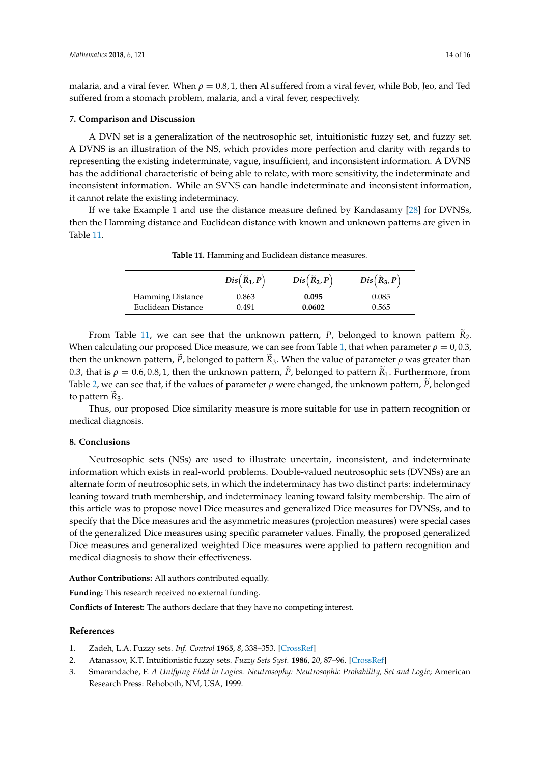malaria, and a viral fever. When $\rho = 0.8, 1$, then Al suffered from a viral fever, while Bob, Jeo, and Ted suffered from a stomach problem, malaria, and a viral fever, respectively.

## 7. Comparison and Discussion

A DVN set is a generalization of the neutrosophic set, intuitionistic fuzzy set, and fuzzy set. A DVNS is an illustration of the NS, which provides more perfection and clarity with regards to representing the existing indeterminate, vague, insufficient, and inconsistent information. A DVNS has the additional characteristic of being able to relate, with more sensitivity, the indeterminate and inconsistent information. While an SVNS can handle indeterminate and inconsistent information, it cannot relate the existing indeterminacy.

If we take Example 1 and use the distance measure defined by Kandasamy [28] for DVNSs, then the Hamming distance and Euclidean distance with known and unknown patterns are given in Table 11.

**Table 11.** Hamming and Euclidean distance measures.

| | $Dis\left(\widetilde{R}_1, P\right)$ | $Dis\left(\widetilde{R}_2, P\right)$ | $Dis\left(\widetilde{R}_3, P\right)$ |
|---|---|---|---|
| Hamming Distance | 0.863 | **0.095** | 0.085 |
| Euclidean Distance | 0.491 | **0.0602** | 0.565 |

From Table 11, we can see that the unknown pattern, $P$, belonged to known pattern $\widetilde{R}_2$. When calculating our proposed Dice measure, we can see from Table 1, that when parameter $\rho = 0, 0.3$, then the unknown pattern, $\widetilde{P}$, belonged to pattern $\widetilde{R}_3$. When the value of parameter $\rho$ was greater than 0.3, that is $\rho = 0.6, 0.8, 1$, then the unknown pattern, $\widetilde{P}$, belonged to pattern $\widetilde{R}_1$. Furthermore, from Table 2, we can see that, if the values of parameter $\rho$ were changed, the unknown pattern, $\widetilde{P}$, belonged to pattern $\widetilde{R}_3$.

Thus, our proposed Dice similarity measure is more suitable for use in pattern recognition or medical diagnosis.

## 8. Conclusions

Neutrosophic sets (NSs) are used to illustrate uncertain, inconsistent, and indeterminate information which exists in real-world problems. Double-valued neutrosophic sets (DVNSs) are an alternate form of neutrosophic sets, in which the indeterminacy has two distinct parts: indeterminacy leaning toward truth membership, and indeterminacy leaning toward falsity membership. The aim of this article was to propose novel Dice measures and generalized Dice measures for DVNSs, and to specify that the Dice measures and the asymmetric measures (projection measures) were special cases of the generalized Dice measures using specific parameter values. Finally, the proposed generalized Dice measures and generalized weighted Dice measures were applied to pattern recognition and medical diagnosis to show their effectiveness.

**Author Contributions:** All authors contributed equally.

**Funding:** This research received no external funding.

**Conflicts of Interest:** The authors declare that they have no competing interest.

## References

1. Zadeh, L.A. Fuzzy sets. *Inf. Control* **1965**, *8*, 338–353. [CrossRef]
2. Atanassov, K.T. Intuitionistic fuzzy sets. *Fuzzy Sets Syst.* **1986**, *20*, 87–96. [CrossRef]
3. Smarandache, F. *A Unifying Field in Logics. Neutrosophy: Neutrosophic Probability, Set and Logic*; American Research Press: Rehoboth, NM, USA, 1999.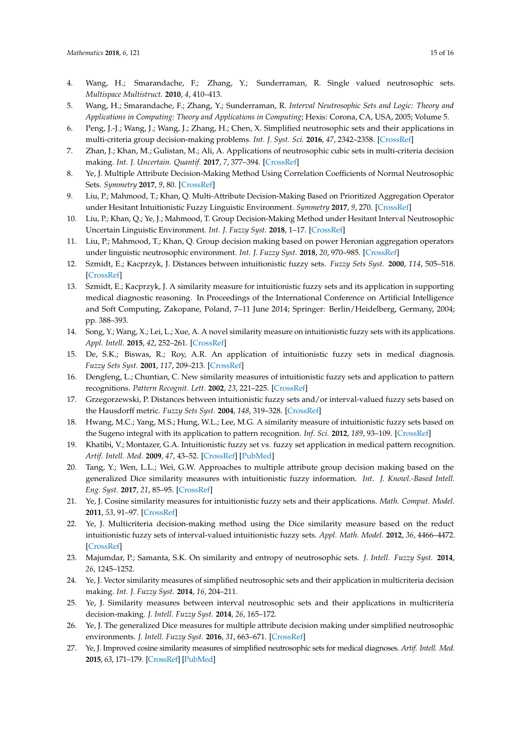4. Wang, H.; Smarandache, F.; Zhang, Y.; Sunderraman, R. Single valued neutrosophic sets. *Multispace Multistruct.* **2010**, *4*, 410–413.
5. Wang, H.; Smarandache, F.; Zhang, Y.; Sunderraman, R. *Interval Neutrosophic Sets and Logic: Theory and Applications in Computing: Theory and Applications in Computing*; Hexis: Corona, CA, USA, 2005; Volume 5.
6. Peng, J.-J.; Wang, J.; Wang, J.; Zhang, H.; Chen, X. Simplified neutrosophic sets and their applications in multi-criteria group decision-making problems. *Int. J. Syst. Sci.* **2016**, *47*, 2342–2358. [CrossRef]
7. Zhan, J.; Khan, M.; Gulistan, M.; Ali, A. Applications of neutrosophic cubic sets in multi-criteria decision making. *Int. J. Uncertain. Quantif.* **2017**, *7*, 377–394. [CrossRef]
8. Ye, J. Multiple Attribute Decision-Making Method Using Correlation Coefficients of Normal Neutrosophic Sets. *Symmetry* **2017**, *9*, 80. [CrossRef]
9. Liu, P.; Mahmood, T.; Khan, Q. Multi-Attribute Decision-Making Based on Prioritized Aggregation Operator under Hesitant Intuitionistic Fuzzy Linguistic Environment. *Symmetry* **2017**, *9*, 270. [CrossRef]
10. Liu, P.; Khan, Q.; Ye, J.; Mahmood, T. Group Decision-Making Method under Hesitant Interval Neutrosophic Uncertain Linguistic Environment. *Int. J. Fuzzy Syst.* **2018**, 1–17. [CrossRef]
11. Liu, P.; Mahmood, T.; Khan, Q. Group decision making based on power Heronian aggregation operators under linguistic neutrosophic environment. *Int. J. Fuzzy Syst.* **2018**, *20*, 970–985. [CrossRef]
12. Szmidt, E.; Kacprzyk, J. Distances between intuitionistic fuzzy sets. *Fuzzy Sets Syst.* **2000**, *114*, 505–518. [CrossRef]
13. Szmidt, E.; Kacprzyk, J. A similarity measure for intuitionistic fuzzy sets and its application in supporting medical diagnostic reasoning. In Proceedings of the International Conference on Artificial Intelligence and Soft Computing, Zakopane, Poland, 7–11 June 2014; Springer: Berlin/Heidelberg, Germany, 2004; pp. 388–393.
14. Song, Y.; Wang, X.; Lei, L.; Xue, A. A novel similarity measure on intuitionistic fuzzy sets with its applications. *Appl. Intell.* **2015**, *42*, 252–261. [CrossRef]
15. De, S.K.; Biswas, R.; Roy, A.R. An application of intuitionistic fuzzy sets in medical diagnosis. *Fuzzy Sets Syst.* **2001**, *117*, 209–213. [CrossRef]
16. Dengfeng, L.; Chuntian, C. New similarity measures of intuitionistic fuzzy sets and application to pattern recognitions. *Pattern Recognit. Lett.* **2002**, *23*, 221–225. [CrossRef]
17. Grzegorzewski, P. Distances between intuitionistic fuzzy sets and/or interval-valued fuzzy sets based on the Hausdorff metric. *Fuzzy Sets Syst.* **2004**, *148*, 319–328. [CrossRef]
18. Hwang, M.C.; Yang, M.S.; Hung, W.L.; Lee, M.G. A similarity measure of intuitionistic fuzzy sets based on the Sugeno integral with its application to pattern recognition. *Inf. Sci.* **2012**, *189*, 93–109. [CrossRef]
19. Khatibi, V.; Montazer, G.A. Intuitionistic fuzzy set vs. fuzzy set application in medical pattern recognition. *Artif. Intell. Med.* **2009**, *47*, 43–52. [CrossRef] [PubMed]
20. Tang, Y.; Wen, L.L.; Wei, G.W. Approaches to multiple attribute group decision making based on the generalized Dice similarity measures with intuitionistic fuzzy information. *Int. J. Knowl.-Based Intell. Eng. Syst.* **2017**, *21*, 85–95. [CrossRef]
21. Ye, J. Cosine similarity measures for intuitionistic fuzzy sets and their applications. *Math. Comput. Model.* **2011**, *53*, 91–97. [CrossRef]
22. Ye, J. Multicriteria decision-making method using the Dice similarity measure based on the reduct intuitionistic fuzzy sets of interval-valued intuitionistic fuzzy sets. *Appl. Math. Model.* **2012**, *36*, 4466–4472. [CrossRef]
23. Majumdar, P.; Samanta, S.K. On similarity and entropy of neutrosophic sets. *J. Intell. Fuzzy Syst.* **2014**, *26*, 1245–1252.
24. Ye, J. Vector similarity measures of simplified neutrosophic sets and their application in multicriteria decision making. *Int. J. Fuzzy Syst.* **2014**, *16*, 204–211.
25. Ye, J. Similarity measures between interval neutrosophic sets and their applications in multicriteria decision-making. *J. Intell. Fuzzy Syst.* **2014**, *26*, 165–172.
26. Ye, J. The generalized Dice measures for multiple attribute decision making under simplified neutrosophic environments. *J. Intell. Fuzzy Syst.* **2016**, *31*, 663–671. [CrossRef]
27. Ye, J. Improved cosine similarity measures of simplified neutrosophic sets for medical diagnoses. *Artif. Intell. Med.* **2015**, *63*, 171–179. [CrossRef] [PubMed]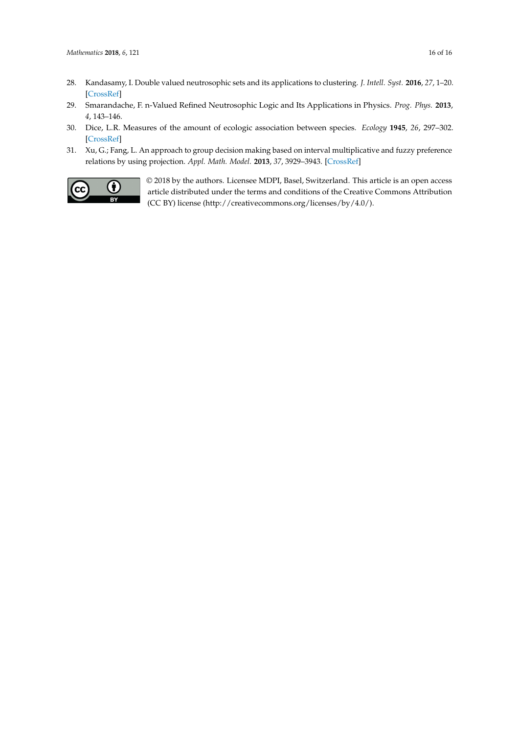28. Kandasamy, I. Double valued neutrosophic sets and its applications to clustering. *J. Intell. Syst.* **2016**, *27*, 1–20. [CrossRef]
29. Smarandache, F. n-Valued Refined Neutrosophic Logic and Its Applications in Physics. *Prog. Phys.* **2013**, *4*, 143–146.
30. Dice, L.R. Measures of the amount of ecologic association between species. *Ecology* **1945**, *26*, 297–302. [CrossRef]
31. Xu, G.; Fang, L. An approach to group decision making based on interval multiplicative and fuzzy preference relations by using projection. *Appl. Math. Model.* **2013**, *37*, 3929–3943. [CrossRef]

© 2018 by the authors. Licensee MDPI, Basel, Switzerland. This article is an open access article distributed under the terms and conditions of the Creative Commons Attribution (CC BY) license (http://creativecommons.org/licenses/by/4.0/).